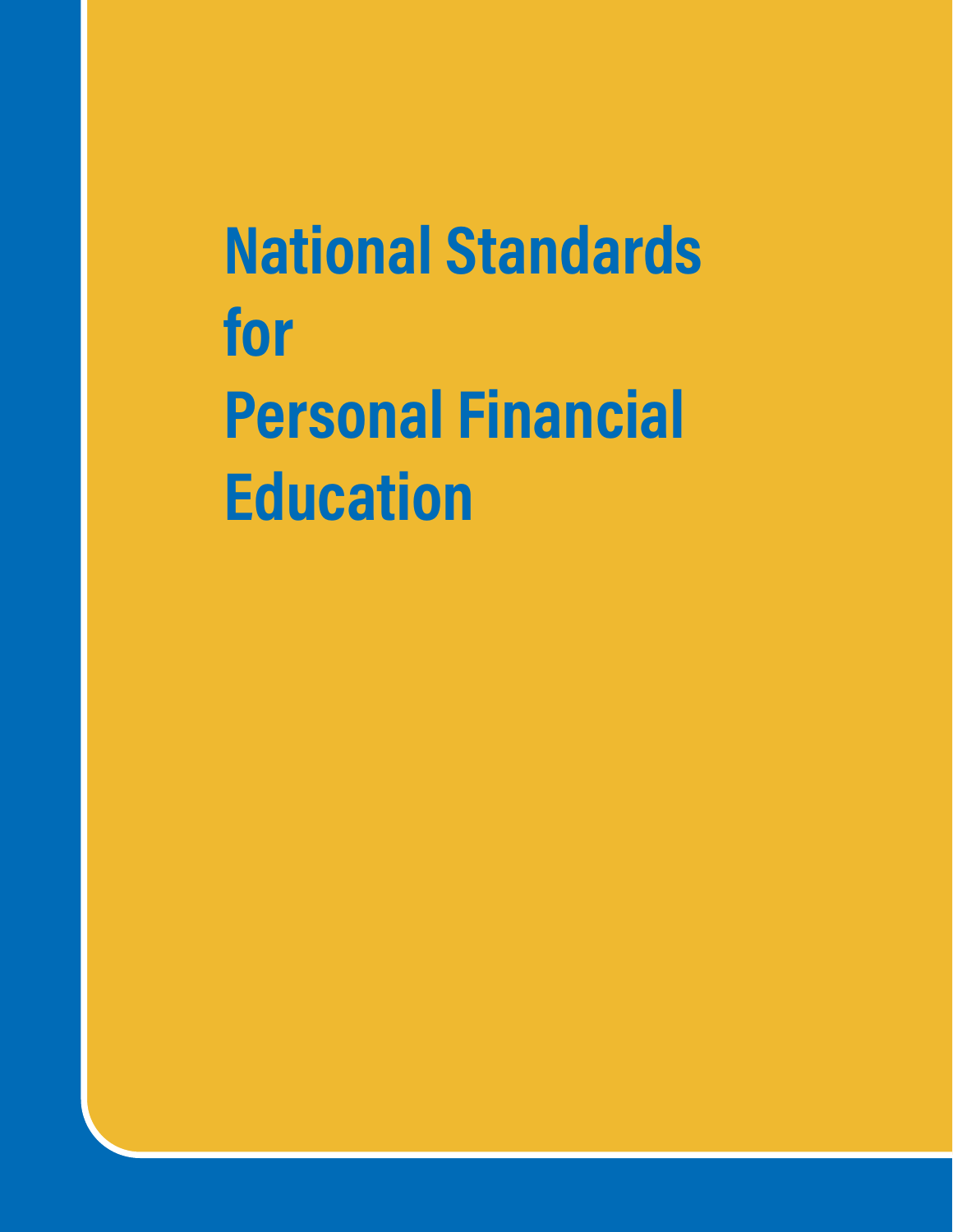# National Standards for Personal Financial Education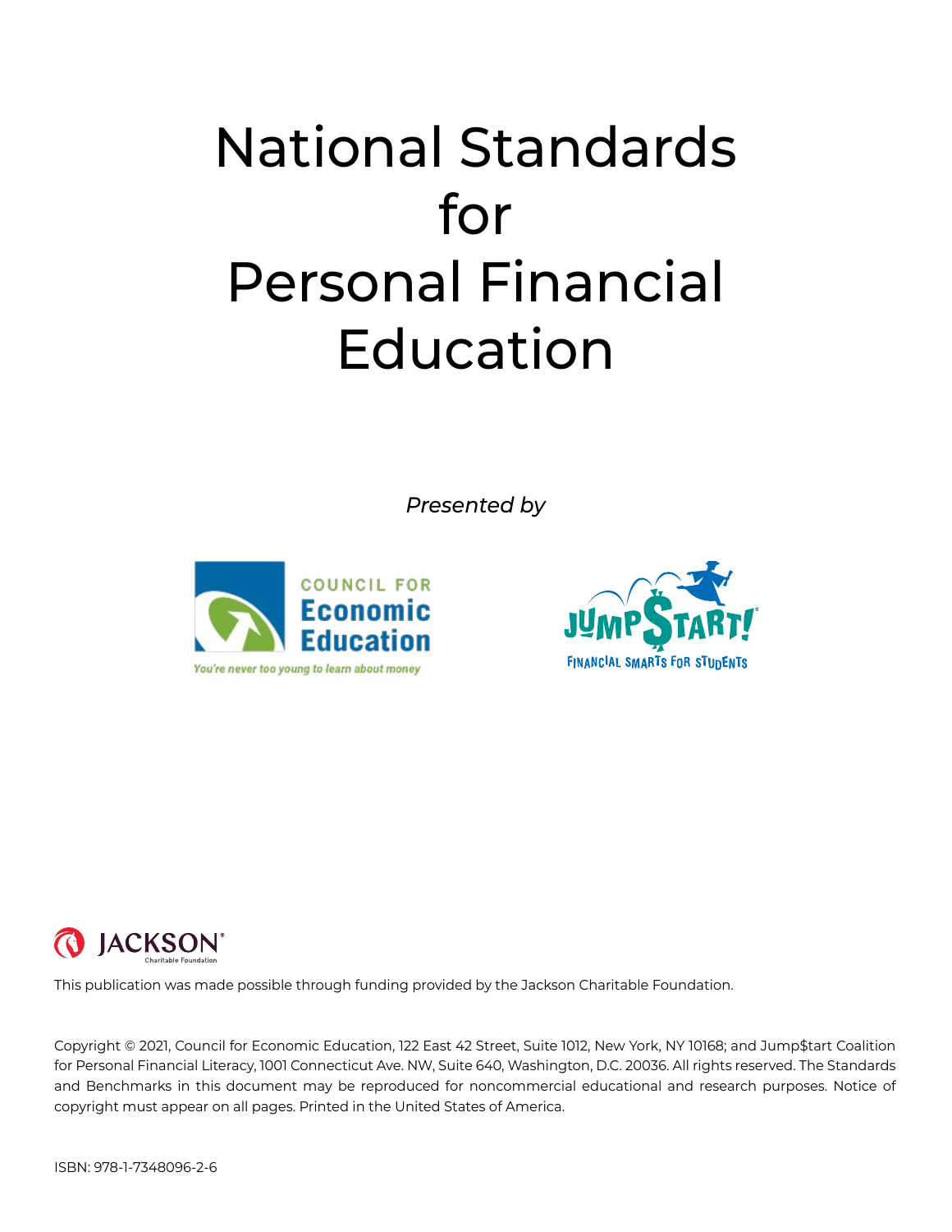# National Standards for Personal Financial Education

*Presented by*

COUNCIL FOR Economic Education

*You're never too young to learn about money*

JUMP$TART! FINANCIAL SMARTS FOR STUDENTS

JACKSON Charitable Foundation

This publication was made possible through funding provided by the Jackson Charitable Foundation.

Copyright © 2021, Council for Economic Education, 122 East 42 Street, Suite 1012, New York, NY 10168; and Jump$tart Coalition for Personal Financial Literacy, 1001 Connecticut Ave. NW, Suite 640, Washington, D.C. 20036. All rights reserved. The Standards and Benchmarks in this document may be reproduced for noncommercial educational and research purposes. Notice of copyright must appear on all pages. Printed in the United States of America.

ISBN: 978-1-7348096-2-6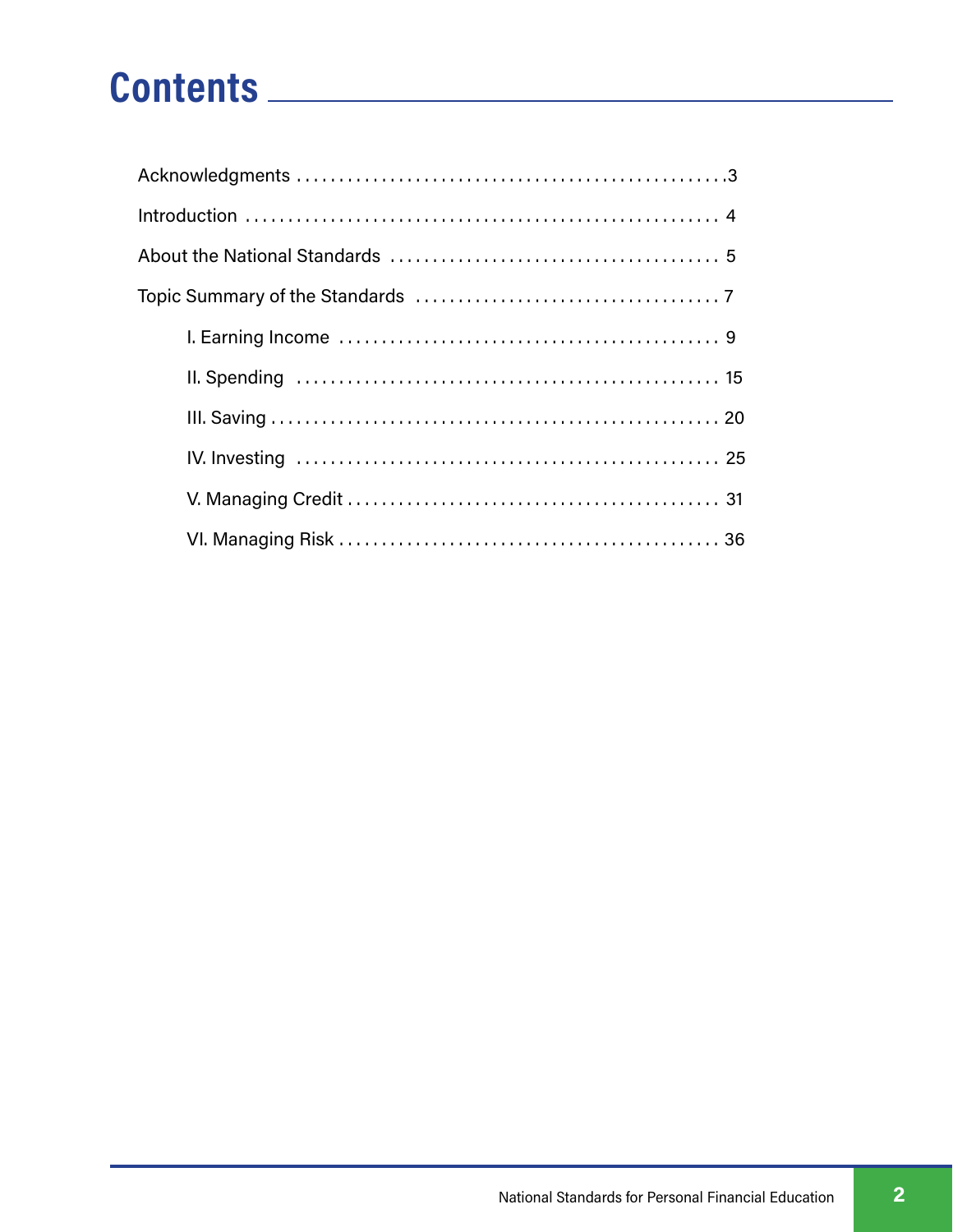# Contents

Acknowledgments . . . . . . . . . . . . . . . . . . . . . . . . . . . . . . . . . . . . . . . . . . . . . . . . . .3

Introduction . . . . . . . . . . . . . . . . . . . . . . . . . . . . . . . . . . . . . . . . . . . . . . . . . . . . 4

About the National Standards . . . . . . . . . . . . . . . . . . . . . . . . . . . . . . . . . . . . . . 5

Topic Summary of the Standards . . . . . . . . . . . . . . . . . . . . . . . . . . . . . . . . . . . 7

- I. Earning Income . . . . . . . . . . . . . . . . . . . . . . . . . . . . . . . . . . . . . . . . . . . . 9
- II. Spending . . . . . . . . . . . . . . . . . . . . . . . . . . . . . . . . . . . . . . . . . . . . . . . . . 15
- III. Saving . . . . . . . . . . . . . . . . . . . . . . . . . . . . . . . . . . . . . . . . . . . . . . . . . . . . 20
- IV. Investing . . . . . . . . . . . . . . . . . . . . . . . . . . . . . . . . . . . . . . . . . . . . . . . . . 25
- V. Managing Credit . . . . . . . . . . . . . . . . . . . . . . . . . . . . . . . . . . . . . . . . . . . 31
- VI. Managing Risk . . . . . . . . . . . . . . . . . . . . . . . . . . . . . . . . . . . . . . . . . . . . 36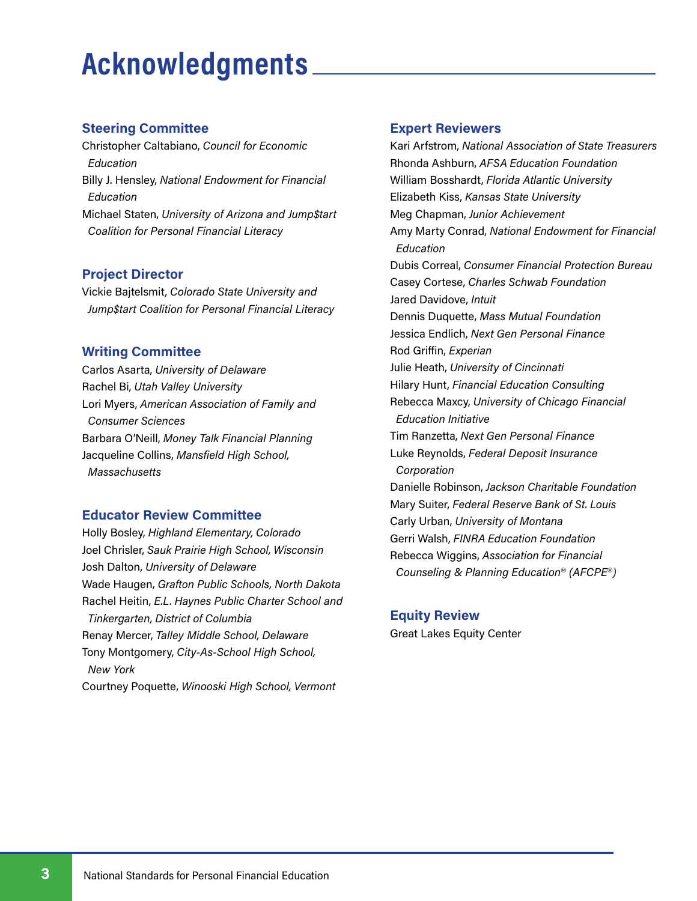# Acknowledgments

## Steering Committee

Christopher Caltabiano, *Council for Economic Education*
Billy J. Hensley, *National Endowment for Financial Education*
Michael Staten, *University of Arizona and Jump$tart Coalition for Personal Financial Literacy*

## Project Director

Vickie Bajtelsmit, *Colorado State University and Jump$tart Coalition for Personal Financial Literacy*

## Writing Committee

Carlos Asarta, *University of Delaware*
Rachel Bi, *Utah Valley University*
Lori Myers, *American Association of Family and Consumer Sciences*
Barbara O'Neill, *Money Talk Financial Planning*
Jacqueline Collins, *Mansfield High School, Massachusetts*

## Educator Review Committee

Holly Bosley, *Highland Elementary, Colorado*
Joel Chrisler, *Sauk Prairie High School, Wisconsin*
Josh Dalton, *University of Delaware*
Wade Haugen, *Grafton Public Schools, North Dakota*
Rachel Heitin, *E.L. Haynes Public Charter School and Tinkergarten, District of Columbia*
Renay Mercer, *Talley Middle School, Delaware*
Tony Montgomery, *City-As-School High School, New York*
Courtney Poquette, *Winooski High School, Vermont*

## Expert Reviewers

Kari Arfstrom, *National Association of State Treasurers*
Rhonda Ashburn, *AFSA Education Foundation*
William Bosshardt, *Florida Atlantic University*
Elizabeth Kiss, *Kansas State University*
Meg Chapman, *Junior Achievement*
Amy Marty Conrad, *National Endowment for Financial Education*
Dubis Correal, *Consumer Financial Protection Bureau*
Casey Cortese, *Charles Schwab Foundation*
Jared Davidove, *Intuit*
Dennis Duquette, *Mass Mutual Foundation*
Jessica Endlich, *Next Gen Personal Finance*
Rod Griffin, *Experian*
Julie Heath, *University of Cincinnati*
Hilary Hunt, *Financial Education Consulting*
Rebecca Maxcy, *University of Chicago Financial Education Initiative*
Tim Ranzetta, *Next Gen Personal Finance*
Luke Reynolds, *Federal Deposit Insurance Corporation*
Danielle Robinson, *Jackson Charitable Foundation*
Mary Suiter, *Federal Reserve Bank of St. Louis*
Carly Urban, *University of Montana*
Gerri Walsh, *FINRA Education Foundation*
Rebecca Wiggins, *Association for Financial Counseling & Planning Education® (AFCPE®)*

## Equity Review

Great Lakes Equity Center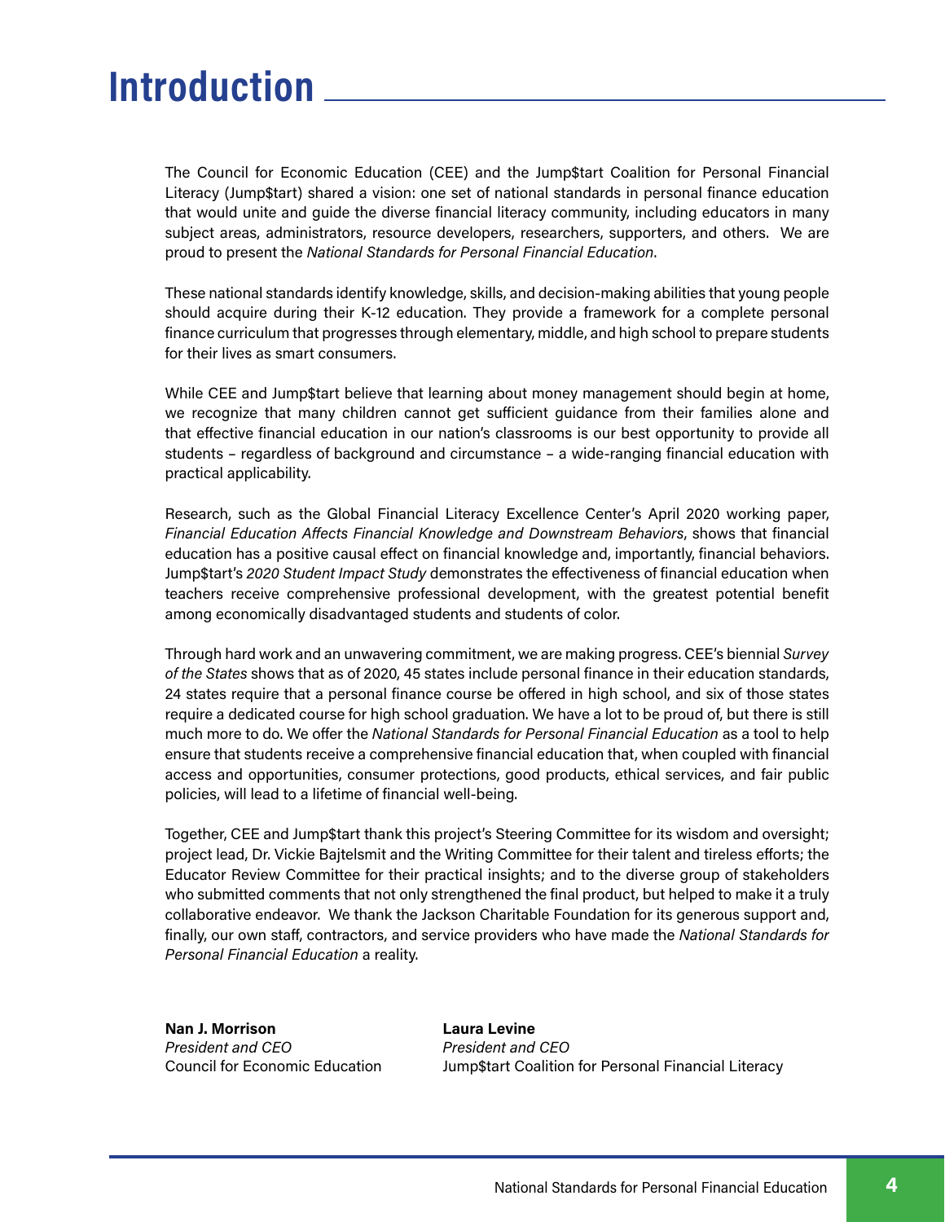# Introduction

The Council for Economic Education (CEE) and the Jump$tart Coalition for Personal Financial Literacy (Jump$tart) shared a vision: one set of national standards in personal finance education that would unite and guide the diverse financial literacy community, including educators in many subject areas, administrators, resource developers, researchers, supporters, and others. We are proud to present the *National Standards for Personal Financial Education*.

These national standards identify knowledge, skills, and decision-making abilities that young people should acquire during their K-12 education. They provide a framework for a complete personal finance curriculum that progresses through elementary, middle, and high school to prepare students for their lives as smart consumers.

While CEE and Jump$tart believe that learning about money management should begin at home, we recognize that many children cannot get sufficient guidance from their families alone and that effective financial education in our nation's classrooms is our best opportunity to provide all students – regardless of background and circumstance – a wide-ranging financial education with practical applicability.

Research, such as the Global Financial Literacy Excellence Center's April 2020 working paper, *Financial Education Affects Financial Knowledge and Downstream Behaviors*, shows that financial education has a positive causal effect on financial knowledge and, importantly, financial behaviors. Jump$tart's *2020 Student Impact Study* demonstrates the effectiveness of financial education when teachers receive comprehensive professional development, with the greatest potential benefit among economically disadvantaged students and students of color.

Through hard work and an unwavering commitment, we are making progress. CEE's biennial *Survey of the States* shows that as of 2020, 45 states include personal finance in their education standards, 24 states require that a personal finance course be offered in high school, and six of those states require a dedicated course for high school graduation. We have a lot to be proud of, but there is still much more to do. We offer the *National Standards for Personal Financial Education* as a tool to help ensure that students receive a comprehensive financial education that, when coupled with financial access and opportunities, consumer protections, good products, ethical services, and fair public policies, will lead to a lifetime of financial well-being.

Together, CEE and Jump$tart thank this project's Steering Committee for its wisdom and oversight; project lead, Dr. Vickie Bajtelsmit and the Writing Committee for their talent and tireless efforts; the Educator Review Committee for their practical insights; and to the diverse group of stakeholders who submitted comments that not only strengthened the final product, but helped to make it a truly collaborative endeavor. We thank the Jackson Charitable Foundation for its generous support and, finally, our own staff, contractors, and service providers who have made the *National Standards for Personal Financial Education* a reality.

**Nan J. Morrison**
*President and CEO*
Council for Economic Education

**Laura Levine**
*President and CEO*
Jump$tart Coalition for Personal Financial Literacy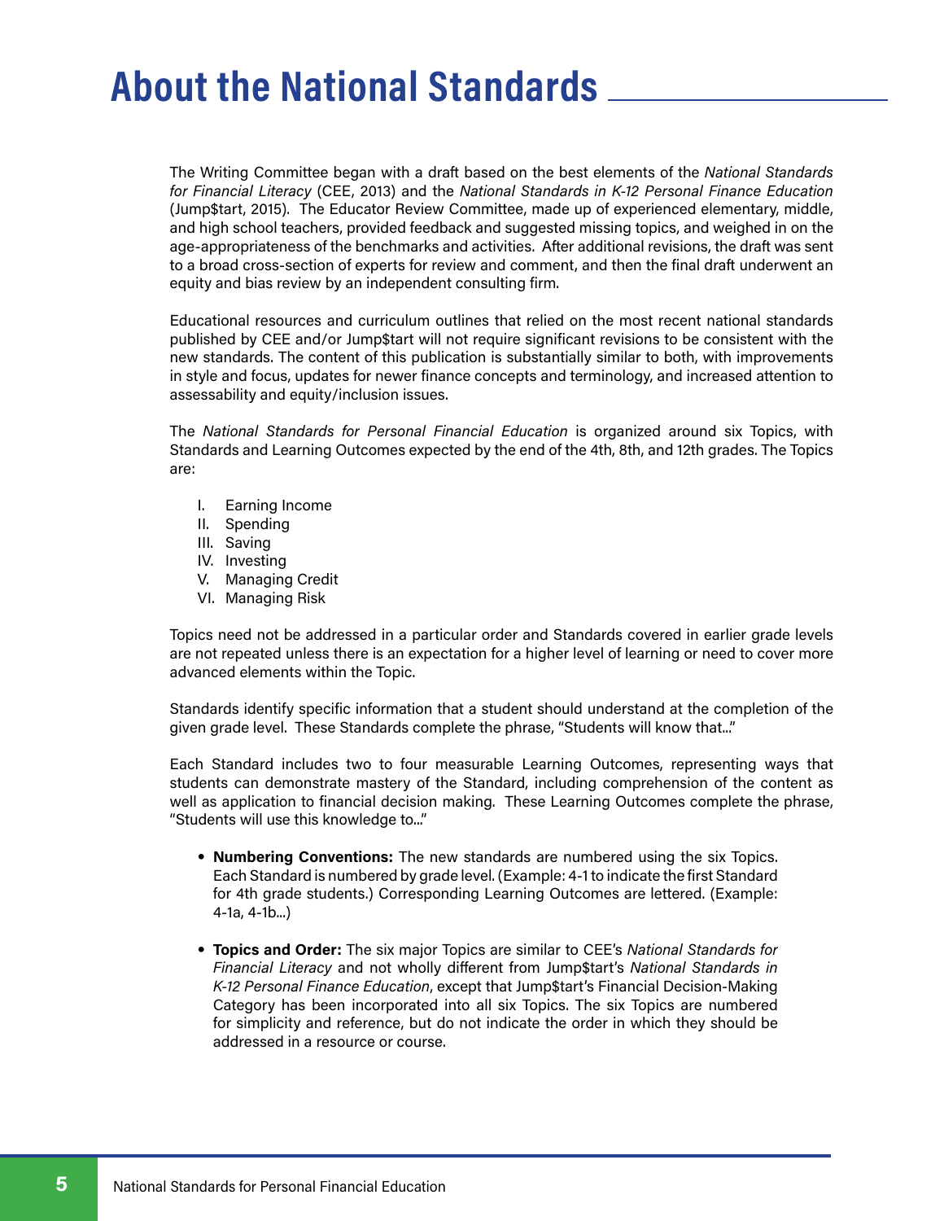# About the National Standards

The Writing Committee began with a draft based on the best elements of the *National Standards for Financial Literacy* (CEE, 2013) and the *National Standards in K-12 Personal Finance Education* (Jump$tart, 2015). The Educator Review Committee, made up of experienced elementary, middle, and high school teachers, provided feedback and suggested missing topics, and weighed in on the age-appropriateness of the benchmarks and activities. After additional revisions, the draft was sent to a broad cross-section of experts for review and comment, and then the final draft underwent an equity and bias review by an independent consulting firm.

Educational resources and curriculum outlines that relied on the most recent national standards published by CEE and/or Jump$tart will not require significant revisions to be consistent with the new standards. The content of this publication is substantially similar to both, with improvements in style and focus, updates for newer finance concepts and terminology, and increased attention to assessability and equity/inclusion issues.

The *National Standards for Personal Financial Education* is organized around six Topics, with Standards and Learning Outcomes expected by the end of the 4th, 8th, and 12th grades. The Topics are:

I. Earning Income
II. Spending
III. Saving
IV. Investing
V. Managing Credit
VI. Managing Risk

Topics need not be addressed in a particular order and Standards covered in earlier grade levels are not repeated unless there is an expectation for a higher level of learning or need to cover more advanced elements within the Topic.

Standards identify specific information that a student should understand at the completion of the given grade level. These Standards complete the phrase, "Students will know that..."

Each Standard includes two to four measurable Learning Outcomes, representing ways that students can demonstrate mastery of the Standard, including comprehension of the content as well as application to financial decision making. These Learning Outcomes complete the phrase, "Students will use this knowledge to..."

- **Numbering Conventions:** The new standards are numbered using the six Topics. Each Standard is numbered by grade level. (Example: 4-1 to indicate the first Standard for 4th grade students.) Corresponding Learning Outcomes are lettered. (Example: 4-1a, 4-1b...)

- **Topics and Order:** The six major Topics are similar to CEE's *National Standards for Financial Literacy* and not wholly different from Jump$tart's *National Standards in K-12 Personal Finance Education*, except that Jump$tart's Financial Decision-Making Category has been incorporated into all six Topics. The six Topics are numbered for simplicity and reference, but do not indicate the order in which they should be addressed in a resource or course.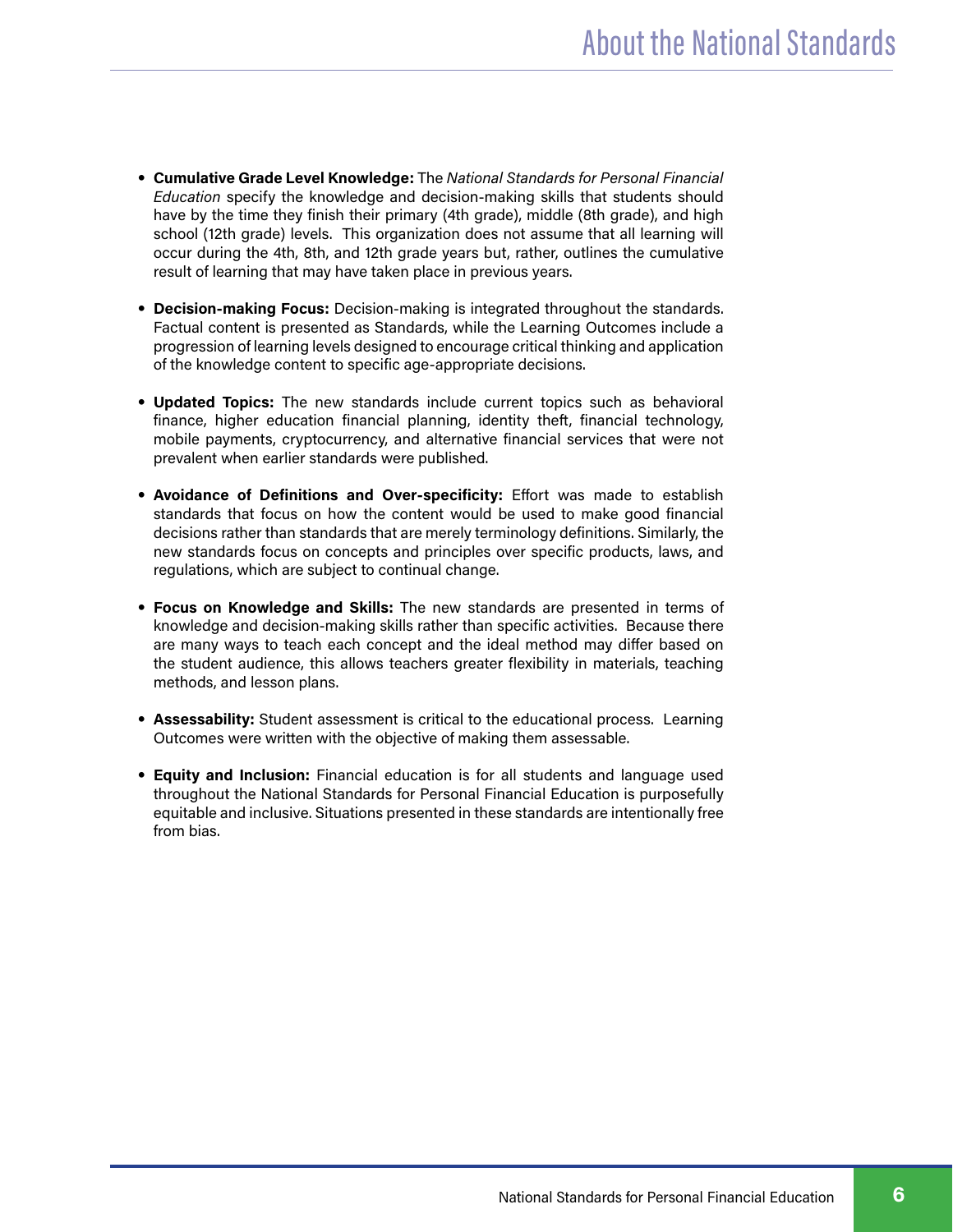- **Cumulative Grade Level Knowledge:** The *National Standards for Personal Financial Education* specify the knowledge and decision-making skills that students should have by the time they finish their primary (4th grade), middle (8th grade), and high school (12th grade) levels. This organization does not assume that all learning will occur during the 4th, 8th, and 12th grade years but, rather, outlines the cumulative result of learning that may have taken place in previous years.

- **Decision-making Focus:** Decision-making is integrated throughout the standards. Factual content is presented as Standards, while the Learning Outcomes include a progression of learning levels designed to encourage critical thinking and application of the knowledge content to specific age-appropriate decisions.

- **Updated Topics:** The new standards include current topics such as behavioral finance, higher education financial planning, identity theft, financial technology, mobile payments, cryptocurrency, and alternative financial services that were not prevalent when earlier standards were published.

- **Avoidance of Definitions and Over-specificity:** Effort was made to establish standards that focus on how the content would be used to make good financial decisions rather than standards that are merely terminology definitions. Similarly, the new standards focus on concepts and principles over specific products, laws, and regulations, which are subject to continual change.

- **Focus on Knowledge and Skills:** The new standards are presented in terms of knowledge and decision-making skills rather than specific activities. Because there are many ways to teach each concept and the ideal method may differ based on the student audience, this allows teachers greater flexibility in materials, teaching methods, and lesson plans.

- **Assessability:** Student assessment is critical to the educational process. Learning Outcomes were written with the objective of making them assessable.

- **Equity and Inclusion:** Financial education is for all students and language used throughout the National Standards for Personal Financial Education is purposefully equitable and inclusive. Situations presented in these standards are intentionally free from bias.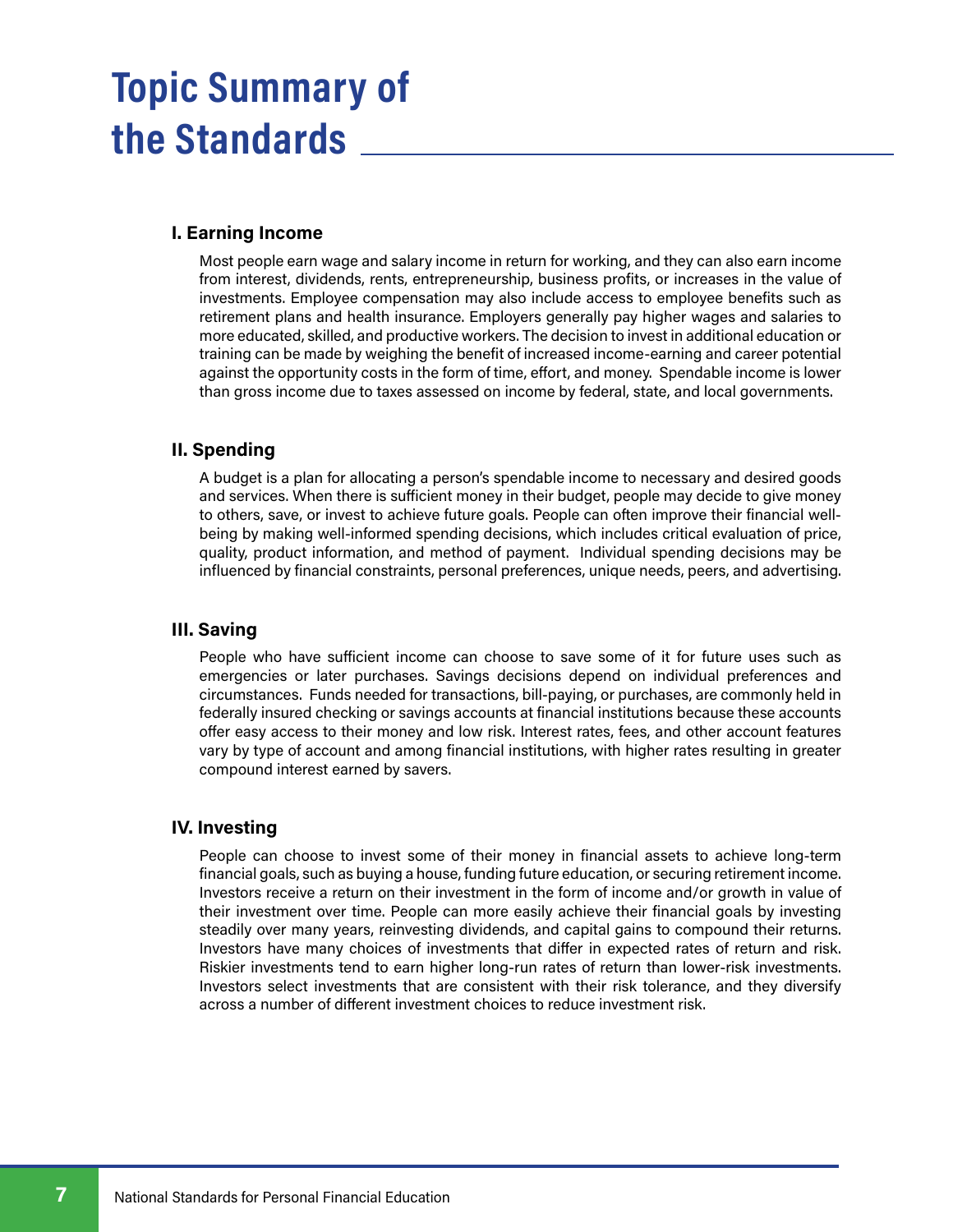# Topic Summary of the Standards

### I. Earning Income

Most people earn wage and salary income in return for working, and they can also earn income from interest, dividends, rents, entrepreneurship, business profits, or increases in the value of investments. Employee compensation may also include access to employee benefits such as retirement plans and health insurance. Employers generally pay higher wages and salaries to more educated, skilled, and productive workers. The decision to invest in additional education or training can be made by weighing the benefit of increased income-earning and career potential against the opportunity costs in the form of time, effort, and money. Spendable income is lower than gross income due to taxes assessed on income by federal, state, and local governments.

### II. Spending

A budget is a plan for allocating a person's spendable income to necessary and desired goods and services. When there is sufficient money in their budget, people may decide to give money to others, save, or invest to achieve future goals. People can often improve their financial well-being by making well-informed spending decisions, which includes critical evaluation of price, quality, product information, and method of payment. Individual spending decisions may be influenced by financial constraints, personal preferences, unique needs, peers, and advertising.

### III. Saving

People who have sufficient income can choose to save some of it for future uses such as emergencies or later purchases. Savings decisions depend on individual preferences and circumstances. Funds needed for transactions, bill-paying, or purchases, are commonly held in federally insured checking or savings accounts at financial institutions because these accounts offer easy access to their money and low risk. Interest rates, fees, and other account features vary by type of account and among financial institutions, with higher rates resulting in greater compound interest earned by savers.

### IV. Investing

People can choose to invest some of their money in financial assets to achieve long-term financial goals, such as buying a house, funding future education, or securing retirement income. Investors receive a return on their investment in the form of income and/or growth in value of their investment over time. People can more easily achieve their financial goals by investing steadily over many years, reinvesting dividends, and capital gains to compound their returns. Investors have many choices of investments that differ in expected rates of return and risk. Riskier investments tend to earn higher long-run rates of return than lower-risk investments. Investors select investments that are consistent with their risk tolerance, and they diversify across a number of different investment choices to reduce investment risk.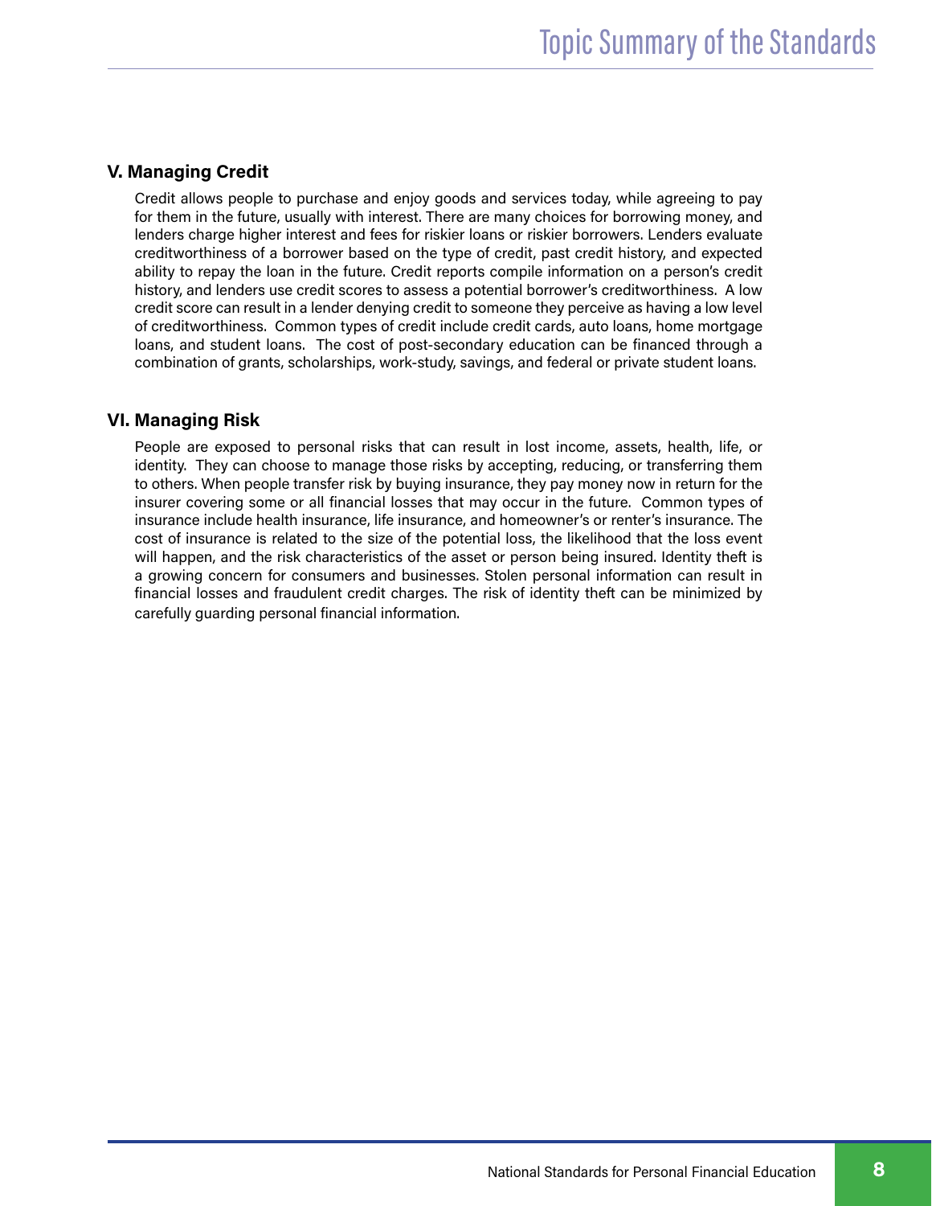### V. Managing Credit

Credit allows people to purchase and enjoy goods and services today, while agreeing to pay for them in the future, usually with interest. There are many choices for borrowing money, and lenders charge higher interest and fees for riskier loans or riskier borrowers. Lenders evaluate creditworthiness of a borrower based on the type of credit, past credit history, and expected ability to repay the loan in the future. Credit reports compile information on a person's credit history, and lenders use credit scores to assess a potential borrower's creditworthiness. A low credit score can result in a lender denying credit to someone they perceive as having a low level of creditworthiness. Common types of credit include credit cards, auto loans, home mortgage loans, and student loans. The cost of post-secondary education can be financed through a combination of grants, scholarships, work-study, savings, and federal or private student loans.

### VI. Managing Risk

People are exposed to personal risks that can result in lost income, assets, health, life, or identity. They can choose to manage those risks by accepting, reducing, or transferring them to others. When people transfer risk by buying insurance, they pay money now in return for the insurer covering some or all financial losses that may occur in the future. Common types of insurance include health insurance, life insurance, and homeowner's or renter's insurance. The cost of insurance is related to the size of the potential loss, the likelihood that the loss event will happen, and the risk characteristics of the asset or person being insured. Identity theft is a growing concern for consumers and businesses. Stolen personal information can result in financial losses and fraudulent credit charges. The risk of identity theft can be minimized by carefully guarding personal financial information.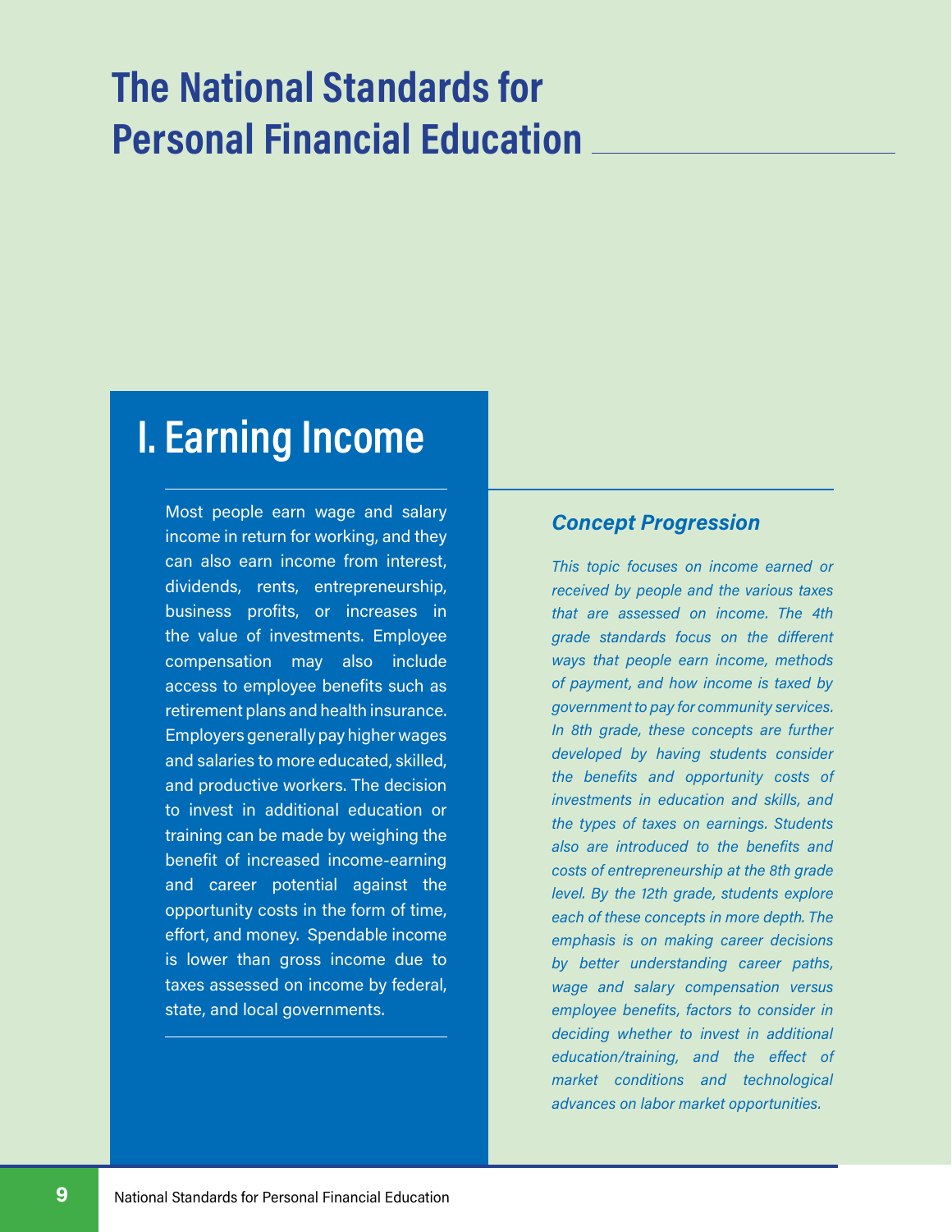# The National Standards for Personal Financial Education

## I. Earning Income

Most people earn wage and salary income in return for working, and they can also earn income from interest, dividends, rents, entrepreneurship, business profits, or increases in the value of investments. Employee compensation may also include access to employee benefits such as retirement plans and health insurance. Employers generally pay higher wages and salaries to more educated, skilled, and productive workers. The decision to invest in additional education or training can be made by weighing the benefit of increased income-earning and career potential against the opportunity costs in the form of time, effort, and money. Spendable income is lower than gross income due to taxes assessed on income by federal, state, and local governments.

### *Concept Progression*

*This topic focuses on income earned or received by people and the various taxes that are assessed on income. The 4th grade standards focus on the different ways that people earn income, methods of payment, and how income is taxed by government to pay for community services. In 8th grade, these concepts are further developed by having students consider the benefits and opportunity costs of investments in education and skills, and the types of taxes on earnings. Students also are introduced to the benefits and costs of entrepreneurship at the 8th grade level. By the 12th grade, students explore each of these concepts in more depth. The emphasis is on making career decisions by better understanding career paths, wage and salary compensation versus employee benefits, factors to consider in deciding whether to invest in additional education/training, and the effect of market conditions and technological advances on labor market opportunities.*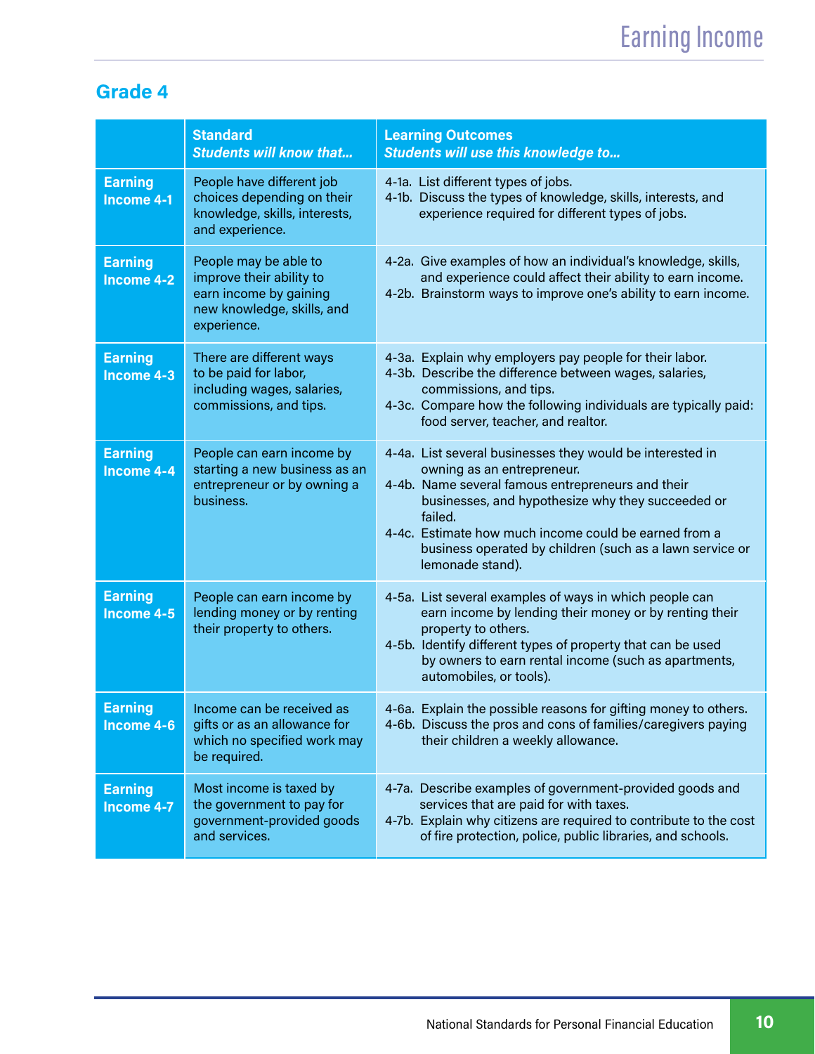# Earning Income

## Grade 4

| | Standard *Students will know that...* | Learning Outcomes *Students will use this knowledge to...* |
|---|---|---|
| **Earning Income 4-1** | People have different job choices depending on their knowledge, skills, interests, and experience. | 4-1a. List different types of jobs.<br>4-1b. Discuss the types of knowledge, skills, interests, and experience required for different types of jobs. |
| **Earning Income 4-2** | People may be able to improve their ability to earn income by gaining new knowledge, skills, and experience. | 4-2a. Give examples of how an individual's knowledge, skills, and experience could affect their ability to earn income.<br>4-2b. Brainstorm ways to improve one's ability to earn income. |
| **Earning Income 4-3** | There are different ways to be paid for labor, including wages, salaries, commissions, and tips. | 4-3a. Explain why employers pay people for their labor.<br>4-3b. Describe the difference between wages, salaries, commissions, and tips.<br>4-3c. Compare how the following individuals are typically paid: food server, teacher, and realtor. |
| **Earning Income 4-4** | People can earn income by starting a new business as an entrepreneur or by owning a business. | 4-4a. List several businesses they would be interested in owning as an entrepreneur.<br>4-4b. Name several famous entrepreneurs and their businesses, and hypothesize why they succeeded or failed.<br>4-4c. Estimate how much income could be earned from a business operated by children (such as a lawn service or lemonade stand). |
| **Earning Income 4-5** | People can earn income by lending money or by renting their property to others. | 4-5a. List several examples of ways in which people can earn income by lending their money or by renting their property to others.<br>4-5b. Identify different types of property that can be used by owners to earn rental income (such as apartments, automobiles, or tools). |
| **Earning Income 4-6** | Income can be received as gifts or as an allowance for which no specified work may be required. | 4-6a. Explain the possible reasons for gifting money to others.<br>4-6b. Discuss the pros and cons of families/caregivers paying their children a weekly allowance. |
| **Earning Income 4-7** | Most income is taxed by the government to pay for government-provided goods and services. | 4-7a. Describe examples of government-provided goods and services that are paid for with taxes.<br>4-7b. Explain why citizens are required to contribute to the cost of fire protection, police, public libraries, and schools. |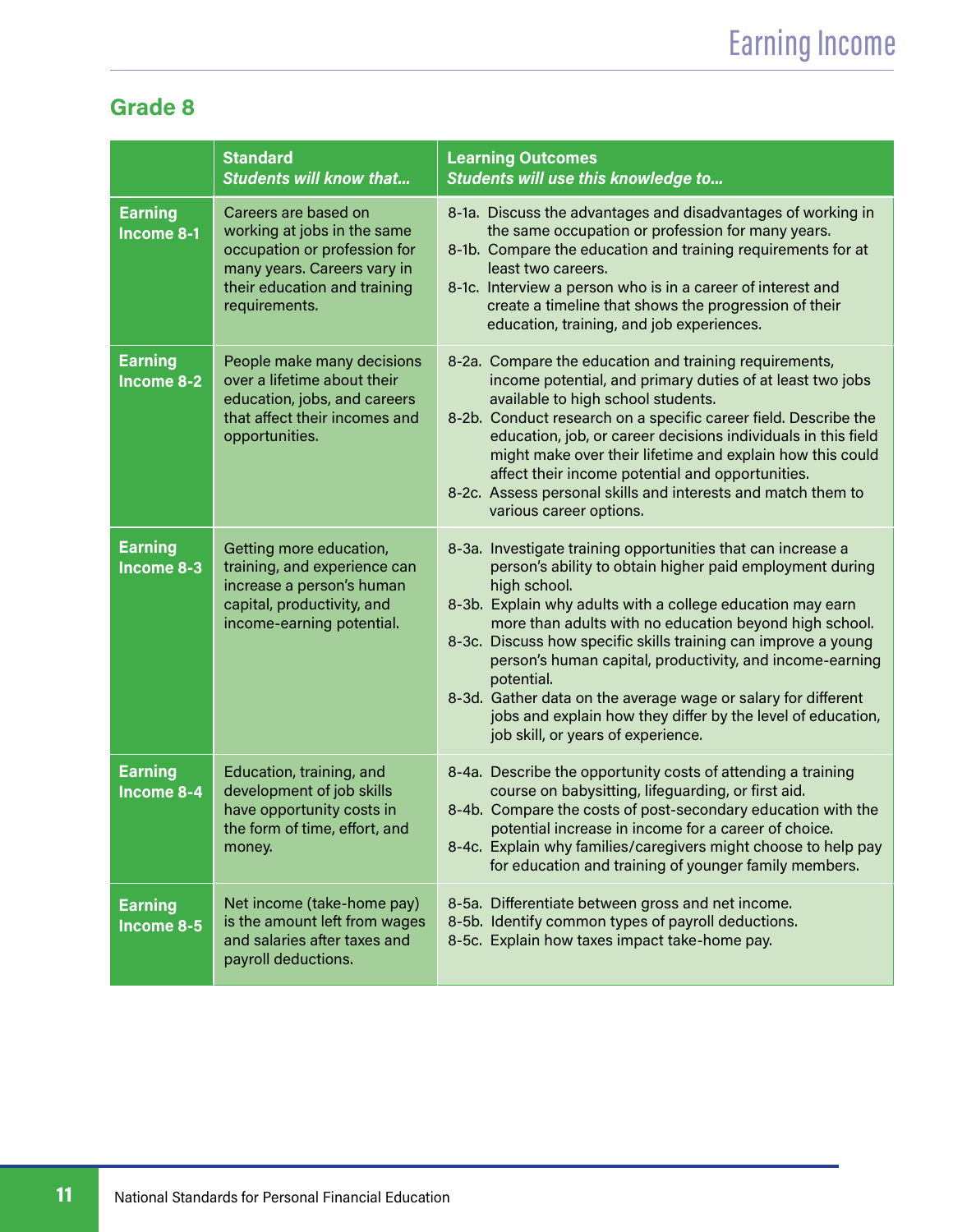## Grade 8

| | **Standard** *Students will know that…* | **Learning Outcomes** *Students will use this knowledge to…* |
|---|---|---|
| **Earning Income 8-1** | Careers are based on working at jobs in the same occupation or profession for many years. Careers vary in their education and training requirements. | 8-1a. Discuss the advantages and disadvantages of working in the same occupation or profession for many years.<br>8-1b. Compare the education and training requirements for at least two careers.<br>8-1c. Interview a person who is in a career of interest and create a timeline that shows the progression of their education, training, and job experiences. |
| **Earning Income 8-2** | People make many decisions over a lifetime about their education, jobs, and careers that affect their incomes and opportunities. | 8-2a. Compare the education and training requirements, income potential, and primary duties of at least two jobs available to high school students.<br>8-2b. Conduct research on a specific career field. Describe the education, job, or career decisions individuals in this field might make over their lifetime and explain how this could affect their income potential and opportunities.<br>8-2c. Assess personal skills and interests and match them to various career options. |
| **Earning Income 8-3** | Getting more education, training, and experience can increase a person's human capital, productivity, and income-earning potential. | 8-3a. Investigate training opportunities that can increase a person's ability to obtain higher paid employment during high school.<br>8-3b. Explain why adults with a college education may earn more than adults with no education beyond high school.<br>8-3c. Discuss how specific skills training can improve a young person's human capital, productivity, and income-earning potential.<br>8-3d. Gather data on the average wage or salary for different jobs and explain how they differ by the level of education, job skill, or years of experience. |
| **Earning Income 8-4** | Education, training, and development of job skills have opportunity costs in the form of time, effort, and money. | 8-4a. Describe the opportunity costs of attending a training course on babysitting, lifeguarding, or first aid.<br>8-4b. Compare the costs of post-secondary education with the potential increase in income for a career of choice.<br>8-4c. Explain why families/caregivers might choose to help pay for education and training of younger family members. |
| **Earning Income 8-5** | Net income (take-home pay) is the amount left from wages and salaries after taxes and payroll deductions. | 8-5a. Differentiate between gross and net income.<br>8-5b. Identify common types of payroll deductions.<br>8-5c. Explain how taxes impact take-home pay. |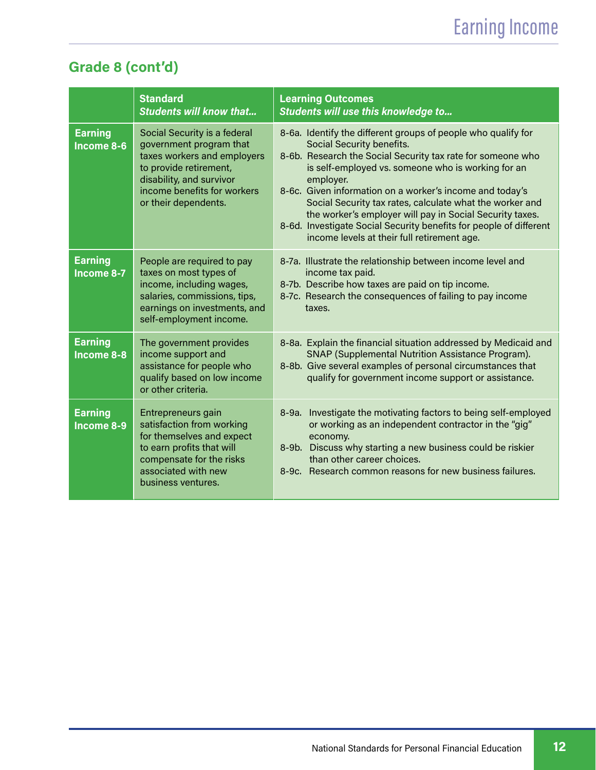## Grade 8 (cont'd)

| | Standard<br>*Students will know that…* | Learning Outcomes<br>*Students will use this knowledge to…* |
|---|---|---|
| **Earning Income 8-6** | Social Security is a federal government program that taxes workers and employers to provide retirement, disability, and survivor income benefits for workers or their dependents. | 8-6a. Identify the different groups of people who qualify for Social Security benefits.<br>8-6b. Research the Social Security tax rate for someone who is self-employed vs. someone who is working for an employer.<br>8-6c. Given information on a worker's income and today's Social Security tax rates, calculate what the worker and the worker's employer will pay in Social Security taxes.<br>8-6d. Investigate Social Security benefits for people of different income levels at their full retirement age. |
| **Earning Income 8-7** | People are required to pay taxes on most types of income, including wages, salaries, commissions, tips, earnings on investments, and self-employment income. | 8-7a. Illustrate the relationship between income level and income tax paid.<br>8-7b. Describe how taxes are paid on tip income.<br>8-7c. Research the consequences of failing to pay income taxes. |
| **Earning Income 8-8** | The government provides income support and assistance for people who qualify based on low income or other criteria. | 8-8a. Explain the financial situation addressed by Medicaid and SNAP (Supplemental Nutrition Assistance Program).<br>8-8b. Give several examples of personal circumstances that qualify for government income support or assistance. |
| **Earning Income 8-9** | Entrepreneurs gain satisfaction from working for themselves and expect to earn profits that will compensate for the risks associated with new business ventures. | 8-9a. Investigate the motivating factors to being self-employed or working as an independent contractor in the "gig" economy.<br>8-9b. Discuss why starting a new business could be riskier than other career choices.<br>8-9c. Research common reasons for new business failures. |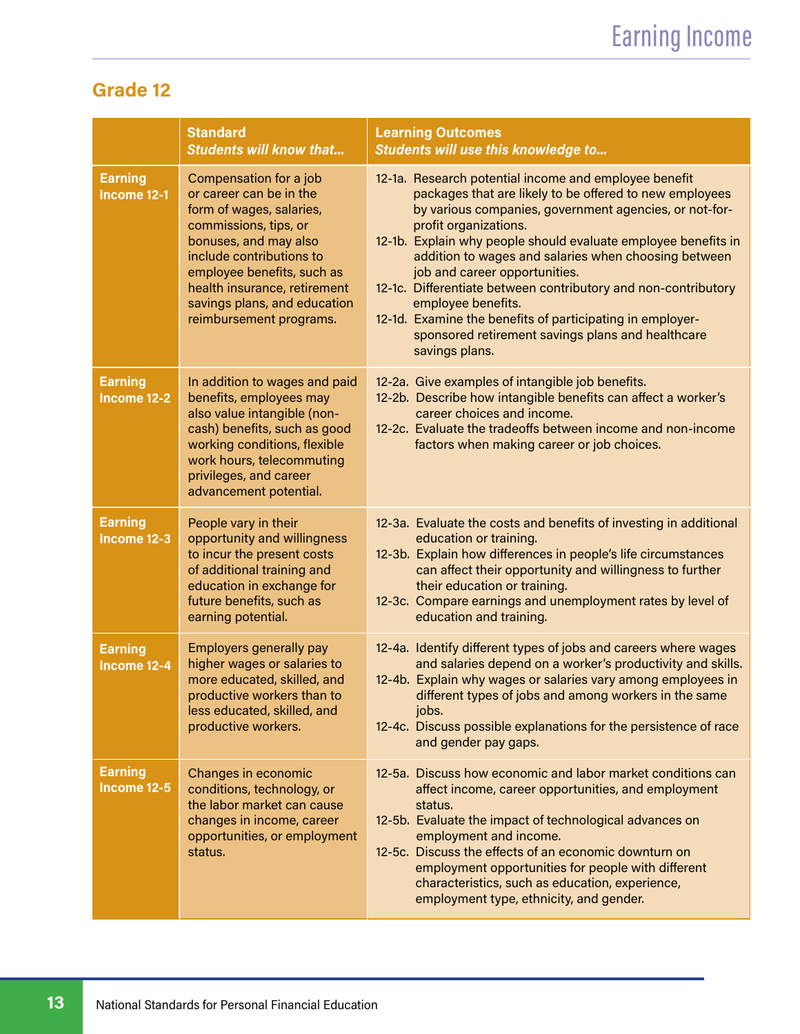## Grade 12

| | **Standard** *Students will know that...* | **Learning Outcomes** *Students will use this knowledge to...* |
|---|---|---|
| **Earning Income 12-1** | Compensation for a job or career can be in the form of wages, salaries, commissions, tips, or bonuses, and may also include contributions to employee benefits, such as health insurance, retirement savings plans, and education reimbursement programs. | 12-1a. Research potential income and employee benefit packages that are likely to be offered to new employees by various companies, government agencies, or not-for-profit organizations.<br>12-1b. Explain why people should evaluate employee benefits in addition to wages and salaries when choosing between job and career opportunities.<br>12-1c. Differentiate between contributory and non-contributory employee benefits.<br>12-1d. Examine the benefits of participating in employer-sponsored retirement savings plans and healthcare savings plans. |
| **Earning Income 12-2** | In addition to wages and paid benefits, employees may also value intangible (non-cash) benefits, such as good working conditions, flexible work hours, telecommuting privileges, and career advancement potential. | 12-2a. Give examples of intangible job benefits.<br>12-2b. Describe how intangible benefits can affect a worker's career choices and income.<br>12-2c. Evaluate the tradeoffs between income and non-income factors when making career or job choices. |
| **Earning Income 12-3** | People vary in their opportunity and willingness to incur the present costs of additional training and education in exchange for future benefits, such as earning potential. | 12-3a. Evaluate the costs and benefits of investing in additional education or training.<br>12-3b. Explain how differences in people's life circumstances can affect their opportunity and willingness to further their education or training.<br>12-3c. Compare earnings and unemployment rates by level of education and training. |
| **Earning Income 12-4** | Employers generally pay higher wages or salaries to more educated, skilled, and productive workers than to less educated, skilled, and productive workers. | 12-4a. Identify different types of jobs and careers where wages and salaries depend on a worker's productivity and skills.<br>12-4b. Explain why wages or salaries vary among employees in different types of jobs and among workers in the same jobs.<br>12-4c. Discuss possible explanations for the persistence of race and gender pay gaps. |
| **Earning Income 12-5** | Changes in economic conditions, technology, or the labor market can cause changes in income, career opportunities, or employment status. | 12-5a. Discuss how economic and labor market conditions can affect income, career opportunities, and employment status.<br>12-5b. Evaluate the impact of technological advances on employment and income.<br>12-5c. Discuss the effects of an economic downturn on employment opportunities for people with different characteristics, such as education, experience, employment type, ethnicity, and gender. |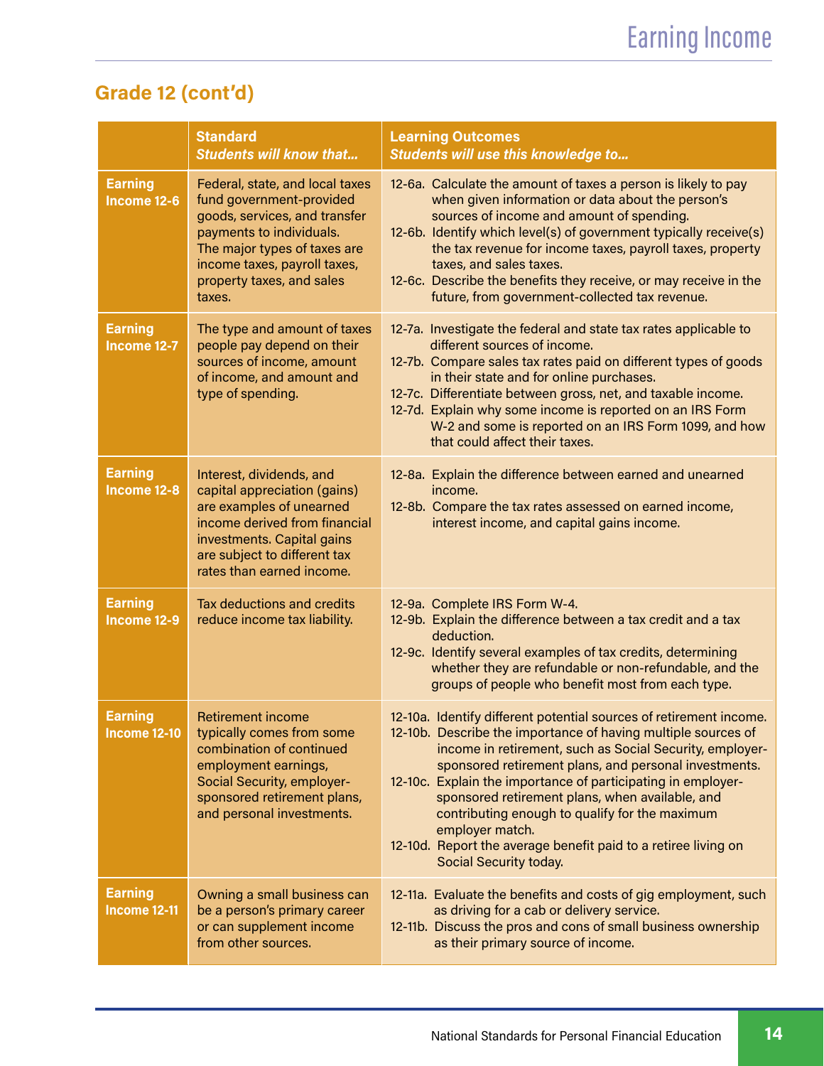## Grade 12 (cont'd)

| | Standard<br>*Students will know that...* | Learning Outcomes<br>*Students will use this knowledge to...* |
|---|---|---|
| **Earning Income 12-6** | Federal, state, and local taxes fund government-provided goods, services, and transfer payments to individuals. The major types of taxes are income taxes, payroll taxes, property taxes, and sales taxes. | 12-6a. Calculate the amount of taxes a person is likely to pay when given information or data about the person's sources of income and amount of spending.<br>12-6b. Identify which level(s) of government typically receive(s) the tax revenue for income taxes, payroll taxes, property taxes, and sales taxes.<br>12-6c. Describe the benefits they receive, or may receive in the future, from government-collected tax revenue. |
| **Earning Income 12-7** | The type and amount of taxes people pay depend on their sources of income, amount of income, and amount and type of spending. | 12-7a. Investigate the federal and state tax rates applicable to different sources of income.<br>12-7b. Compare sales tax rates paid on different types of goods in their state and for online purchases.<br>12-7c. Differentiate between gross, net, and taxable income.<br>12-7d. Explain why some income is reported on an IRS Form W-2 and some is reported on an IRS Form 1099, and how that could affect their taxes. |
| **Earning Income 12-8** | Interest, dividends, and capital appreciation (gains) are examples of unearned income derived from financial investments. Capital gains are subject to different tax rates than earned income. | 12-8a. Explain the difference between earned and unearned income.<br>12-8b. Compare the tax rates assessed on earned income, interest income, and capital gains income. |
| **Earning Income 12-9** | Tax deductions and credits reduce income tax liability. | 12-9a. Complete IRS Form W-4.<br>12-9b. Explain the difference between a tax credit and a tax deduction.<br>12-9c. Identify several examples of tax credits, determining whether they are refundable or non-refundable, and the groups of people who benefit most from each type. |
| **Earning Income 12-10** | Retirement income typically comes from some combination of continued employment earnings, Social Security, employer-sponsored retirement plans, and personal investments. | 12-10a. Identify different potential sources of retirement income.<br>12-10b. Describe the importance of having multiple sources of income in retirement, such as Social Security, employer-sponsored retirement plans, and personal investments.<br>12-10c. Explain the importance of participating in employer-sponsored retirement plans, when available, and contributing enough to qualify for the maximum employer match.<br>12-10d. Report the average benefit paid to a retiree living on Social Security today. |
| **Earning Income 12-11** | Owning a small business can be a person's primary career or can supplement income from other sources. | 12-11a. Evaluate the benefits and costs of gig employment, such as driving for a cab or delivery service.<br>12-11b. Discuss the pros and cons of small business ownership as their primary source of income. |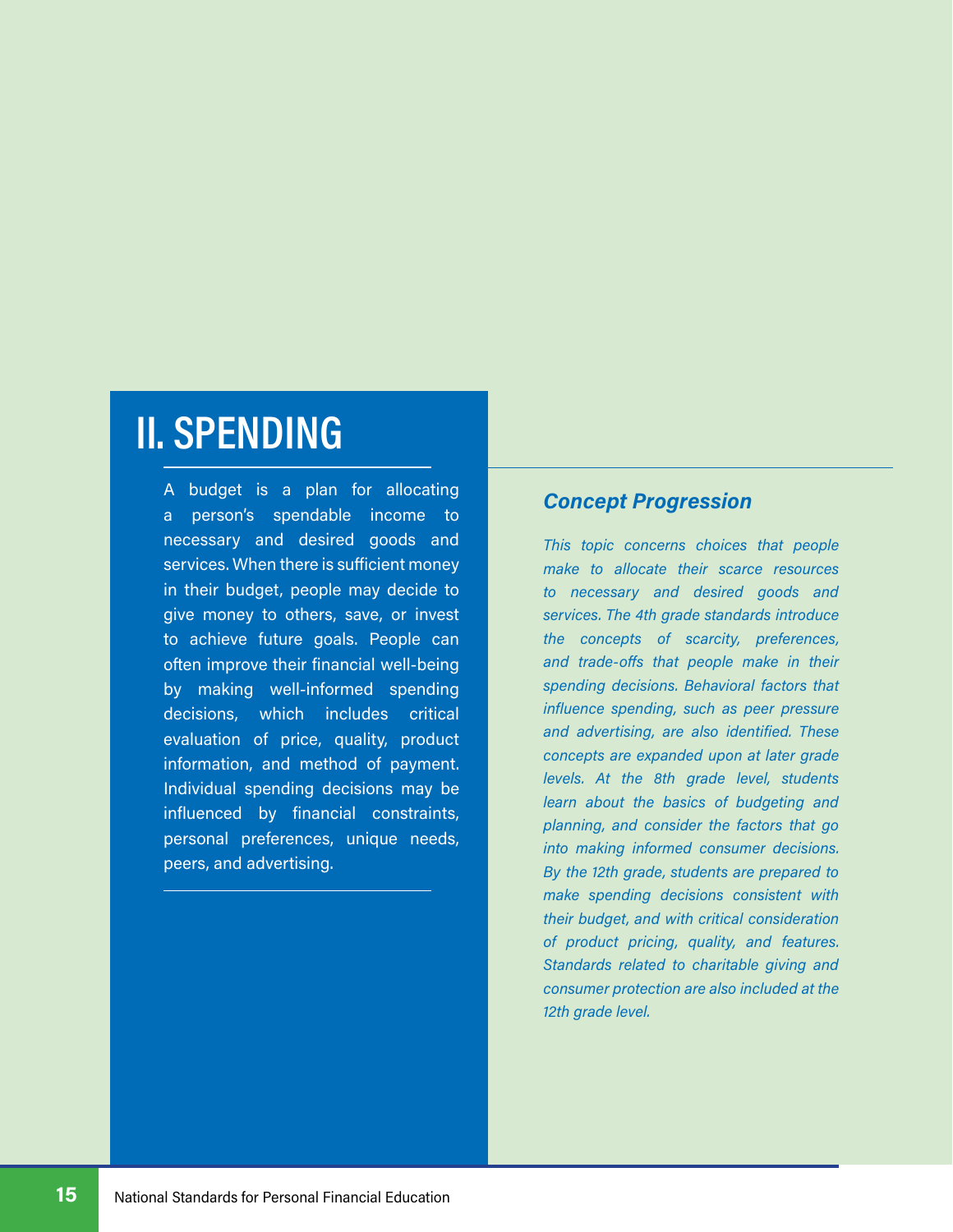# II. SPENDING

A budget is a plan for allocating a person's spendable income to necessary and desired goods and services. When there is sufficient money in their budget, people may decide to give money to others, save, or invest to achieve future goals. People can often improve their financial well-being by making well-informed spending decisions, which includes critical evaluation of price, quality, product information, and method of payment. Individual spending decisions may be influenced by financial constraints, personal preferences, unique needs, peers, and advertising.

## *Concept Progression*

*This topic concerns choices that people make to allocate their scarce resources to necessary and desired goods and services. The 4th grade standards introduce the concepts of scarcity, preferences, and trade-offs that people make in their spending decisions. Behavioral factors that influence spending, such as peer pressure and advertising, are also identified. These concepts are expanded upon at later grade levels. At the 8th grade level, students learn about the basics of budgeting and planning, and consider the factors that go into making informed consumer decisions. By the 12th grade, students are prepared to make spending decisions consistent with their budget, and with critical consideration of product pricing, quality, and features. Standards related to charitable giving and consumer protection are also included at the 12th grade level.*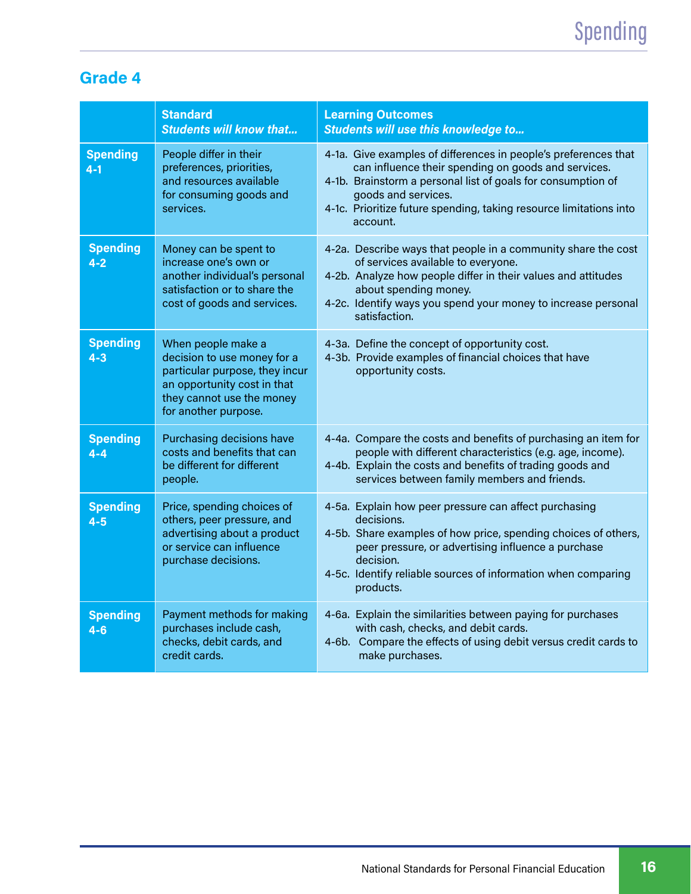## Grade 4

| | **Standard** *Students will know that...* | **Learning Outcomes** *Students will use this knowledge to...* |
|---|---|---|
| **Spending 4-1** | People differ in their preferences, priorities, and resources available for consuming goods and services. | 4-1a. Give examples of differences in people's preferences that can influence their spending on goods and services.<br>4-1b. Brainstorm a personal list of goals for consumption of goods and services.<br>4-1c. Prioritize future spending, taking resource limitations into account. |
| **Spending 4-2** | Money can be spent to increase one's own or another individual's personal satisfaction or to share the cost of goods and services. | 4-2a. Describe ways that people in a community share the cost of services available to everyone.<br>4-2b. Analyze how people differ in their values and attitudes about spending money.<br>4-2c. Identify ways you spend your money to increase personal satisfaction. |
| **Spending 4-3** | When people make a decision to use money for a particular purpose, they incur an opportunity cost in that they cannot use the money for another purpose. | 4-3a. Define the concept of opportunity cost.<br>4-3b. Provide examples of financial choices that have opportunity costs. |
| **Spending 4-4** | Purchasing decisions have costs and benefits that can be different for different people. | 4-4a. Compare the costs and benefits of purchasing an item for people with different characteristics (e.g. age, income).<br>4-4b. Explain the costs and benefits of trading goods and services between family members and friends. |
| **Spending 4-5** | Price, spending choices of others, peer pressure, and advertising about a product or service can influence purchase decisions. | 4-5a. Explain how peer pressure can affect purchasing decisions.<br>4-5b. Share examples of how price, spending choices of others, peer pressure, or advertising influence a purchase decision.<br>4-5c. Identify reliable sources of information when comparing products. |
| **Spending 4-6** | Payment methods for making purchases include cash, checks, debit cards, and credit cards. | 4-6a. Explain the similarities between paying for purchases with cash, checks, and debit cards.<br>4-6b. Compare the effects of using debit versus credit cards to make purchases. |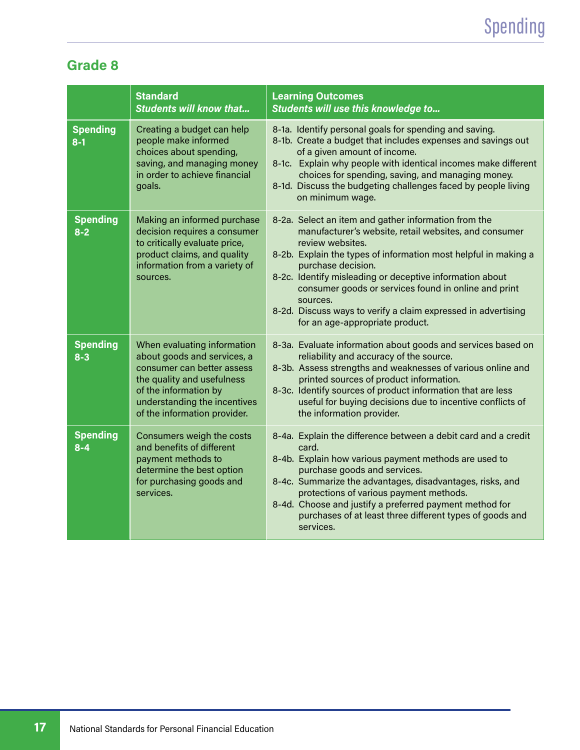## Grade 8

| | **Standard**<br>***Students will know that...*** | **Learning Outcomes**<br>***Students will use this knowledge to...*** |
|---|---|---|
| **Spending 8-1** | Creating a budget can help people make informed choices about spending, saving, and managing money in order to achieve financial goals. | 8-1a. Identify personal goals for spending and saving.<br>8-1b. Create a budget that includes expenses and savings out of a given amount of income.<br>8-1c. Explain why people with identical incomes make different choices for spending, saving, and managing money.<br>8-1d. Discuss the budgeting challenges faced by people living on minimum wage. |
| **Spending 8-2** | Making an informed purchase decision requires a consumer to critically evaluate price, product claims, and quality information from a variety of sources. | 8-2a. Select an item and gather information from the manufacturer's website, retail websites, and consumer review websites.<br>8-2b. Explain the types of information most helpful in making a purchase decision.<br>8-2c. Identify misleading or deceptive information about consumer goods or services found in online and print sources.<br>8-2d. Discuss ways to verify a claim expressed in advertising for an age-appropriate product. |
| **Spending 8-3** | When evaluating information about goods and services, a consumer can better assess the quality and usefulness of the information by understanding the incentives of the information provider. | 8-3a. Evaluate information about goods and services based on reliability and accuracy of the source.<br>8-3b. Assess strengths and weaknesses of various online and printed sources of product information.<br>8-3c. Identify sources of product information that are less useful for buying decisions due to incentive conflicts of the information provider. |
| **Spending 8-4** | Consumers weigh the costs and benefits of different payment methods to determine the best option for purchasing goods and services. | 8-4a. Explain the difference between a debit card and a credit card.<br>8-4b. Explain how various payment methods are used to purchase goods and services.<br>8-4c. Summarize the advantages, disadvantages, risks, and protections of various payment methods.<br>8-4d. Choose and justify a preferred payment method for purchases of at least three different types of goods and services. |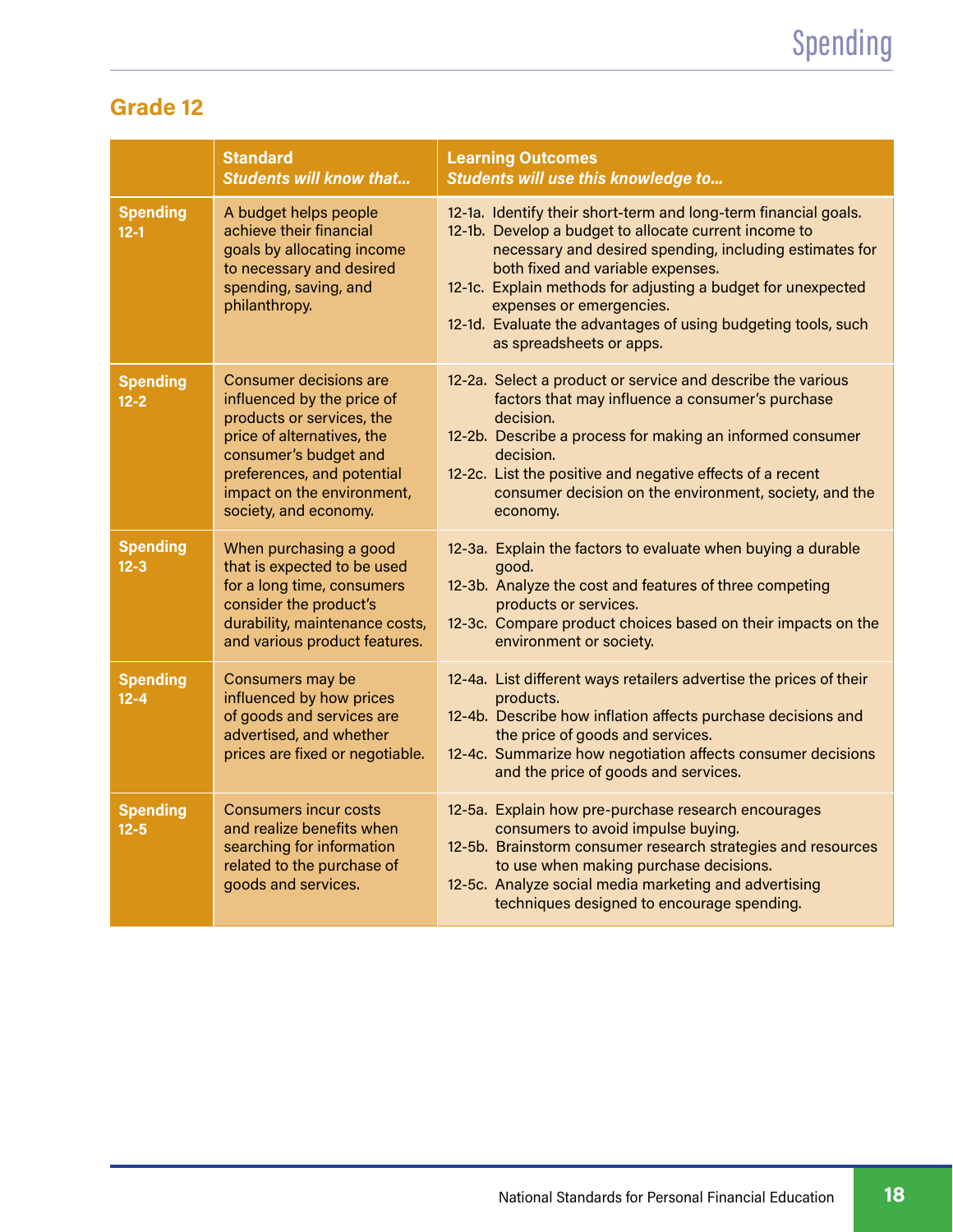## Grade 12

| | Standard<br>*Students will know that...* | Learning Outcomes<br>*Students will use this knowledge to...* |
|---|---|---|
| **Spending 12-1** | A budget helps people achieve their financial goals by allocating income to necessary and desired spending, saving, and philanthropy. | 12-1a. Identify their short-term and long-term financial goals.<br>12-1b. Develop a budget to allocate current income to necessary and desired spending, including estimates for both fixed and variable expenses.<br>12-1c. Explain methods for adjusting a budget for unexpected expenses or emergencies.<br>12-1d. Evaluate the advantages of using budgeting tools, such as spreadsheets or apps. |
| **Spending 12-2** | Consumer decisions are influenced by the price of products or services, the price of alternatives, the consumer's budget and preferences, and potential impact on the environment, society, and economy. | 12-2a. Select a product or service and describe the various factors that may influence a consumer's purchase decision.<br>12-2b. Describe a process for making an informed consumer decision.<br>12-2c. List the positive and negative effects of a recent consumer decision on the environment, society, and the economy. |
| **Spending 12-3** | When purchasing a good that is expected to be used for a long time, consumers consider the product's durability, maintenance costs, and various product features. | 12-3a. Explain the factors to evaluate when buying a durable good.<br>12-3b. Analyze the cost and features of three competing products or services.<br>12-3c. Compare product choices based on their impacts on the environment or society. |
| **Spending 12-4** | Consumers may be influenced by how prices of goods and services are advertised, and whether prices are fixed or negotiable. | 12-4a. List different ways retailers advertise the prices of their products.<br>12-4b. Describe how inflation affects purchase decisions and the price of goods and services.<br>12-4c. Summarize how negotiation affects consumer decisions and the price of goods and services. |
| **Spending 12-5** | Consumers incur costs and realize benefits when searching for information related to the purchase of goods and services. | 12-5a. Explain how pre-purchase research encourages consumers to avoid impulse buying.<br>12-5b. Brainstorm consumer research strategies and resources to use when making purchase decisions.<br>12-5c. Analyze social media marketing and advertising techniques designed to encourage spending. |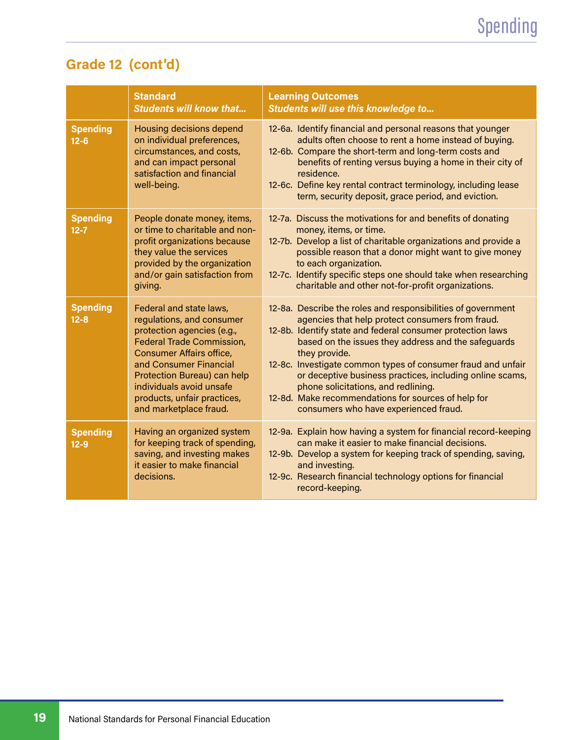## Grade 12 (cont'd)

| | **Standard** *Students will know that...* | **Learning Outcomes** *Students will use this knowledge to...* |
|---|---|---|
| **Spending 12-6** | Housing decisions depend on individual preferences, circumstances, and costs, and can impact personal satisfaction and financial well-being. | 12-6a. Identify financial and personal reasons that younger adults often choose to rent a home instead of buying.<br>12-6b. Compare the short-term and long-term costs and benefits of renting versus buying a home in their city of residence.<br>12-6c. Define key rental contract terminology, including lease term, security deposit, grace period, and eviction. |
| **Spending 12-7** | People donate money, items, or time to charitable and non-profit organizations because they value the services provided by the organization and/or gain satisfaction from giving. | 12-7a. Discuss the motivations for and benefits of donating money, items, or time.<br>12-7b. Develop a list of charitable organizations and provide a possible reason that a donor might want to give money to each organization.<br>12-7c. Identify specific steps one should take when researching charitable and other not-for-profit organizations. |
| **Spending 12-8** | Federal and state laws, regulations, and consumer protection agencies (e.g., Federal Trade Commission, Consumer Affairs office, and Consumer Financial Protection Bureau) can help individuals avoid unsafe products, unfair practices, and marketplace fraud. | 12-8a. Describe the roles and responsibilities of government agencies that help protect consumers from fraud.<br>12-8b. Identify state and federal consumer protection laws based on the issues they address and the safeguards they provide.<br>12-8c. Investigate common types of consumer fraud and unfair or deceptive business practices, including online scams, phone solicitations, and redlining.<br>12-8d. Make recommendations for sources of help for consumers who have experienced fraud. |
| **Spending 12-9** | Having an organized system for keeping track of spending, saving, and investing makes it easier to make financial decisions. | 12-9a. Explain how having a system for financial record-keeping can make it easier to make financial decisions.<br>12-9b. Develop a system for keeping track of spending, saving, and investing.<br>12-9c. Research financial technology options for financial record-keeping. |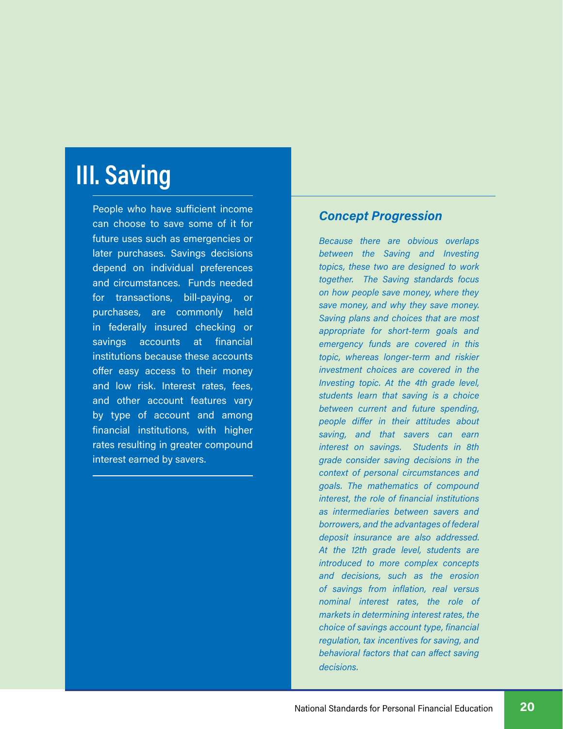# III. Saving

People who have sufficient income can choose to save some of it for future uses such as emergencies or later purchases. Savings decisions depend on individual preferences and circumstances. Funds needed for transactions, bill-paying, or purchases, are commonly held in federally insured checking or savings accounts at financial institutions because these accounts offer easy access to their money and low risk. Interest rates, fees, and other account features vary by type of account and among financial institutions, with higher rates resulting in greater compound interest earned by savers.

## Concept Progression

*Because there are obvious overlaps between the Saving and Investing topics, these two are designed to work together. The Saving standards focus on how people save money, where they save money, and why they save money. Saving plans and choices that are most appropriate for short-term goals and emergency funds are covered in this topic, whereas longer-term and riskier investment choices are covered in the Investing topic. At the 4th grade level, students learn that saving is a choice between current and future spending, people differ in their attitudes about saving, and that savers can earn interest on savings. Students in 8th grade consider saving decisions in the context of personal circumstances and goals. The mathematics of compound interest, the role of financial institutions as intermediaries between savers and borrowers, and the advantages of federal deposit insurance are also addressed. At the 12th grade level, students are introduced to more complex concepts and decisions, such as the erosion of savings from inflation, real versus nominal interest rates, the role of markets in determining interest rates, the choice of savings account type, financial regulation, tax incentives for saving, and behavioral factors that can affect saving decisions.*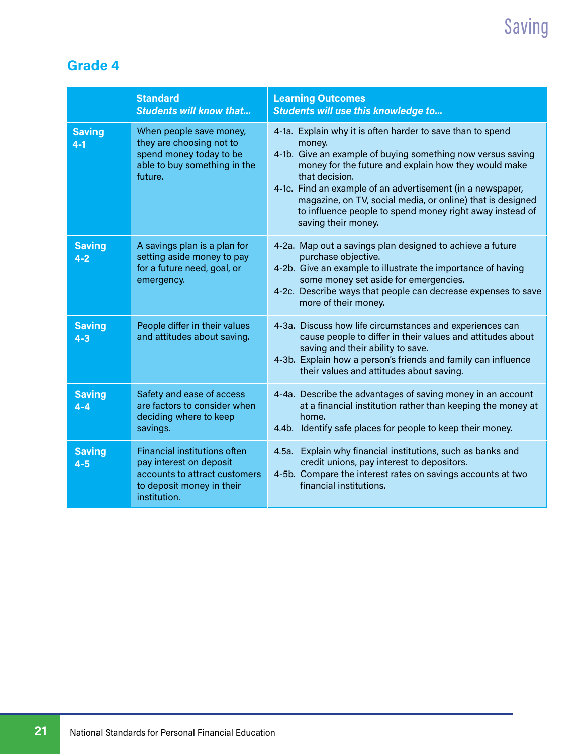## Grade 4

| | **Standard** *Students will know that...* | **Learning Outcomes** *Students will use this knowledge to...* |
|---|---|---|
| **Saving 4-1** | When people save money, they are choosing not to spend money today to be able to buy something in the future. | 4-1a. Explain why it is often harder to save than to spend money.<br>4-1b. Give an example of buying something now versus saving money for the future and explain how they would make that decision.<br>4-1c. Find an example of an advertisement (in a newspaper, magazine, on TV, social media, or online) that is designed to influence people to spend money right away instead of saving their money. |
| **Saving 4-2** | A savings plan is a plan for setting aside money to pay for a future need, goal, or emergency. | 4-2a. Map out a savings plan designed to achieve a future purchase objective.<br>4-2b. Give an example to illustrate the importance of having some money set aside for emergencies.<br>4-2c. Describe ways that people can decrease expenses to save more of their money. |
| **Saving 4-3** | People differ in their values and attitudes about saving. | 4-3a. Discuss how life circumstances and experiences can cause people to differ in their values and attitudes about saving and their ability to save.<br>4-3b. Explain how a person's friends and family can influence their values and attitudes about saving. |
| **Saving 4-4** | Safety and ease of access are factors to consider when deciding where to keep savings. | 4-4a. Describe the advantages of saving money in an account at a financial institution rather than keeping the money at home.<br>4.4b. Identify safe places for people to keep their money. |
| **Saving 4-5** | Financial institutions often pay interest on deposit accounts to attract customers to deposit money in their institution. | 4.5a. Explain why financial institutions, such as banks and credit unions, pay interest to depositors.<br>4-5b. Compare the interest rates on savings accounts at two financial institutions. |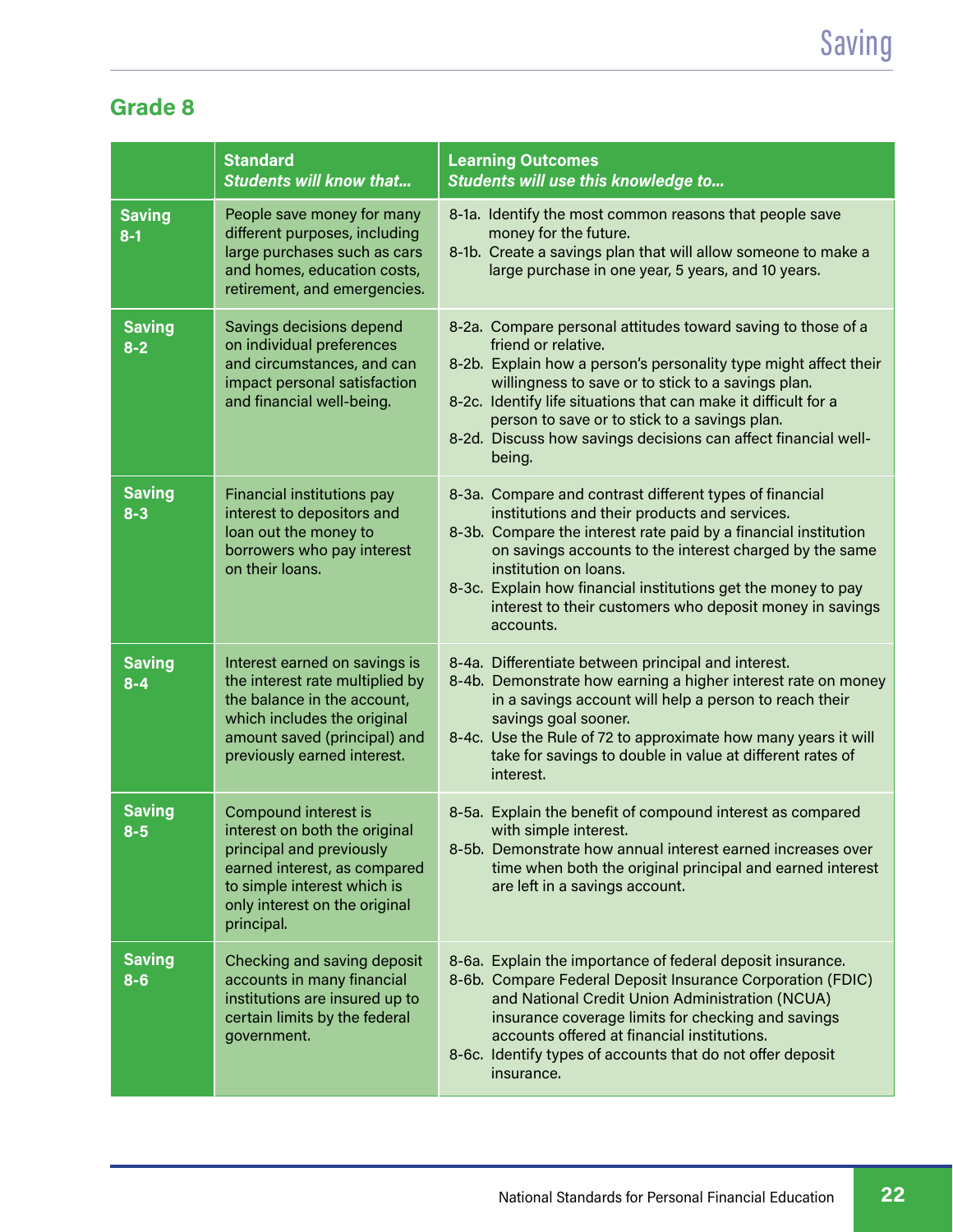## Grade 8

| | **Standard** ***Students will know that…*** | **Learning Outcomes** ***Students will use this knowledge to…*** |
|---|---|---|
| **Saving 8-1** | People save money for many different purposes, including large purchases such as cars and homes, education costs, retirement, and emergencies. | 8-1a. Identify the most common reasons that people save money for the future.<br>8-1b. Create a savings plan that will allow someone to make a large purchase in one year, 5 years, and 10 years. |
| **Saving 8-2** | Savings decisions depend on individual preferences and circumstances, and can impact personal satisfaction and financial well-being. | 8-2a. Compare personal attitudes toward saving to those of a friend or relative.<br>8-2b. Explain how a person's personality type might affect their willingness to save or to stick to a savings plan.<br>8-2c. Identify life situations that can make it difficult for a person to save or to stick to a savings plan.<br>8-2d. Discuss how savings decisions can affect financial well-being. |
| **Saving 8-3** | Financial institutions pay interest to depositors and loan out the money to borrowers who pay interest on their loans. | 8-3a. Compare and contrast different types of financial institutions and their products and services.<br>8-3b. Compare the interest rate paid by a financial institution on savings accounts to the interest charged by the same institution on loans.<br>8-3c. Explain how financial institutions get the money to pay interest to their customers who deposit money in savings accounts. |
| **Saving 8-4** | Interest earned on savings is the interest rate multiplied by the balance in the account, which includes the original amount saved (principal) and previously earned interest. | 8-4a. Differentiate between principal and interest.<br>8-4b. Demonstrate how earning a higher interest rate on money in a savings account will help a person to reach their savings goal sooner.<br>8-4c. Use the Rule of 72 to approximate how many years it will take for savings to double in value at different rates of interest. |
| **Saving 8-5** | Compound interest is interest on both the original principal and previously earned interest, as compared to simple interest which is only interest on the original principal. | 8-5a. Explain the benefit of compound interest as compared with simple interest.<br>8-5b. Demonstrate how annual interest earned increases over time when both the original principal and earned interest are left in a savings account. |
| **Saving 8-6** | Checking and saving deposit accounts in many financial institutions are insured up to certain limits by the federal government. | 8-6a. Explain the importance of federal deposit insurance.<br>8-6b. Compare Federal Deposit Insurance Corporation (FDIC) and National Credit Union Administration (NCUA) insurance coverage limits for checking and savings accounts offered at financial institutions.<br>8-6c. Identify types of accounts that do not offer deposit insurance. |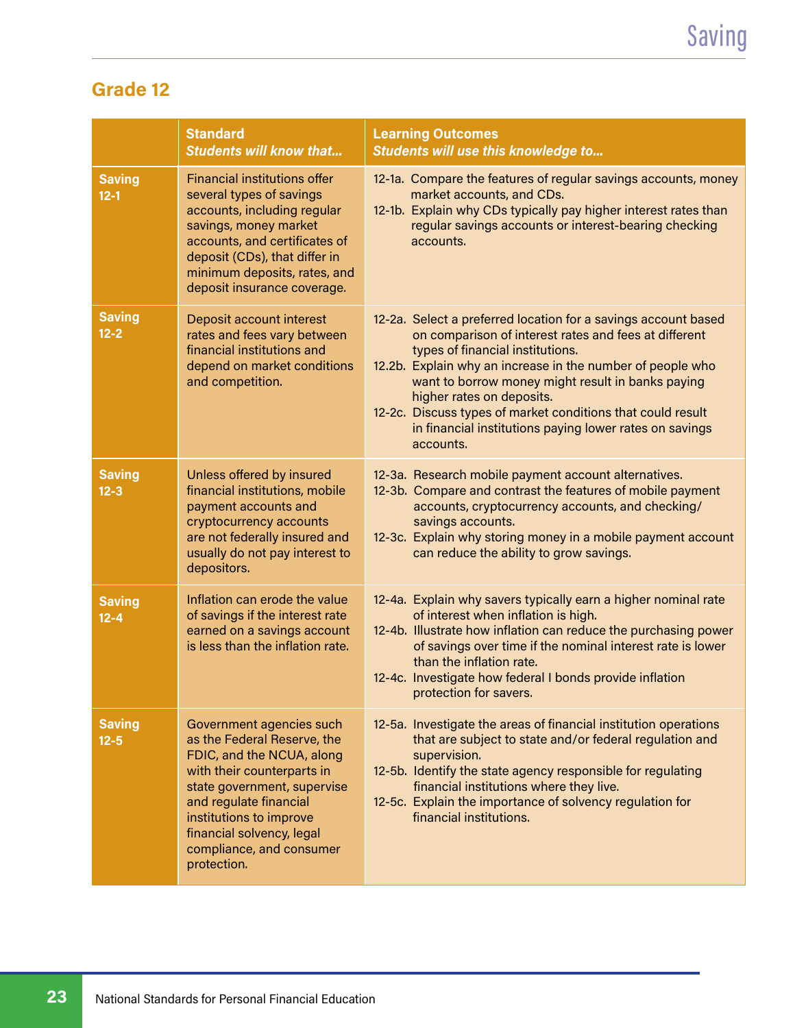## Grade 12

| | Standard<br>*Students will know that...* | Learning Outcomes<br>*Students will use this knowledge to...* |
|---|---|---|
| **Saving 12-1** | Financial institutions offer several types of savings accounts, including regular savings, money market accounts, and certificates of deposit (CDs), that differ in minimum deposits, rates, and deposit insurance coverage. | 12-1a. Compare the features of regular savings accounts, money market accounts, and CDs.<br>12-1b. Explain why CDs typically pay higher interest rates than regular savings accounts or interest-bearing checking accounts. |
| **Saving 12-2** | Deposit account interest rates and fees vary between financial institutions and depend on market conditions and competition. | 12-2a. Select a preferred location for a savings account based on comparison of interest rates and fees at different types of financial institutions.<br>12.2b. Explain why an increase in the number of people who want to borrow money might result in banks paying higher rates on deposits.<br>12-2c. Discuss types of market conditions that could result in financial institutions paying lower rates on savings accounts. |
| **Saving 12-3** | Unless offered by insured financial institutions, mobile payment accounts and cryptocurrency accounts are not federally insured and usually do not pay interest to depositors. | 12-3a. Research mobile payment account alternatives.<br>12-3b. Compare and contrast the features of mobile payment accounts, cryptocurrency accounts, and checking/savings accounts.<br>12-3c. Explain why storing money in a mobile payment account can reduce the ability to grow savings. |
| **Saving 12-4** | Inflation can erode the value of savings if the interest rate earned on a savings account is less than the inflation rate. | 12-4a. Explain why savers typically earn a higher nominal rate of interest when inflation is high.<br>12-4b. Illustrate how inflation can reduce the purchasing power of savings over time if the nominal interest rate is lower than the inflation rate.<br>12-4c. Investigate how federal I bonds provide inflation protection for savers. |
| **Saving 12-5** | Government agencies such as the Federal Reserve, the FDIC, and the NCUA, along with their counterparts in state government, supervise and regulate financial institutions to improve financial solvency, legal compliance, and consumer protection. | 12-5a. Investigate the areas of financial institution operations that are subject to state and/or federal regulation and supervision.<br>12-5b. Identify the state agency responsible for regulating financial institutions where they live.<br>12-5c. Explain the importance of solvency regulation for financial institutions. |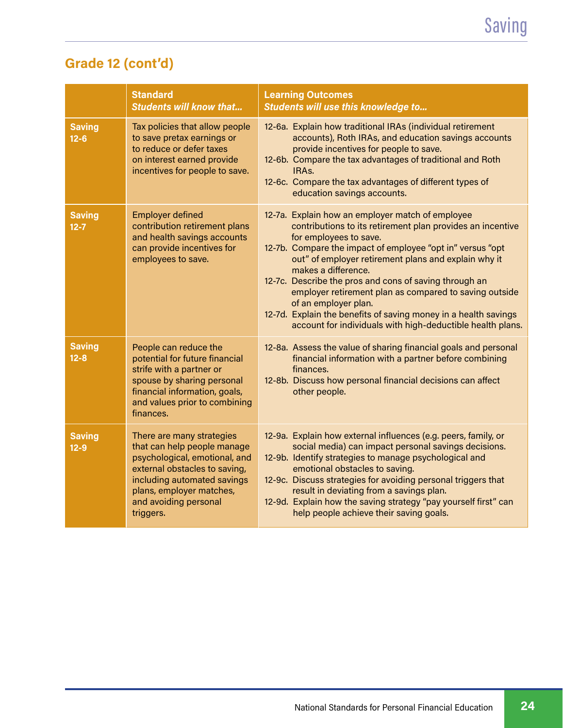## Grade 12 (cont'd)

| | Standard<br>*Students will know that...* | Learning Outcomes<br>*Students will use this knowledge to...* |
|---|---|---|
| **Saving 12-6** | Tax policies that allow people to save pretax earnings or to reduce or defer taxes on interest earned provide incentives for people to save. | 12-6a. Explain how traditional IRAs (individual retirement accounts), Roth IRAs, and education savings accounts provide incentives for people to save.<br>12-6b. Compare the tax advantages of traditional and Roth IRAs.<br>12-6c. Compare the tax advantages of different types of education savings accounts. |
| **Saving 12-7** | Employer defined contribution retirement plans and health savings accounts can provide incentives for employees to save. | 12-7a. Explain how an employer match of employee contributions to its retirement plan provides an incentive for employees to save.<br>12-7b. Compare the impact of employee "opt in" versus "opt out" of employer retirement plans and explain why it makes a difference.<br>12-7c. Describe the pros and cons of saving through an employer retirement plan as compared to saving outside of an employer plan.<br>12-7d. Explain the benefits of saving money in a health savings account for individuals with high-deductible health plans. |
| **Saving 12-8** | People can reduce the potential for future financial strife with a partner or spouse by sharing personal financial information, goals, and values prior to combining finances. | 12-8a. Assess the value of sharing financial goals and personal financial information with a partner before combining finances.<br>12-8b. Discuss how personal financial decisions can affect other people. |
| **Saving 12-9** | There are many strategies that can help people manage psychological, emotional, and external obstacles to saving, including automated savings plans, employer matches, and avoiding personal triggers. | 12-9a. Explain how external influences (e.g. peers, family, or social media) can impact personal savings decisions.<br>12-9b. Identify strategies to manage psychological and emotional obstacles to saving.<br>12-9c. Discuss strategies for avoiding personal triggers that result in deviating from a savings plan.<br>12-9d. Explain how the saving strategy "pay yourself first" can help people achieve their saving goals. |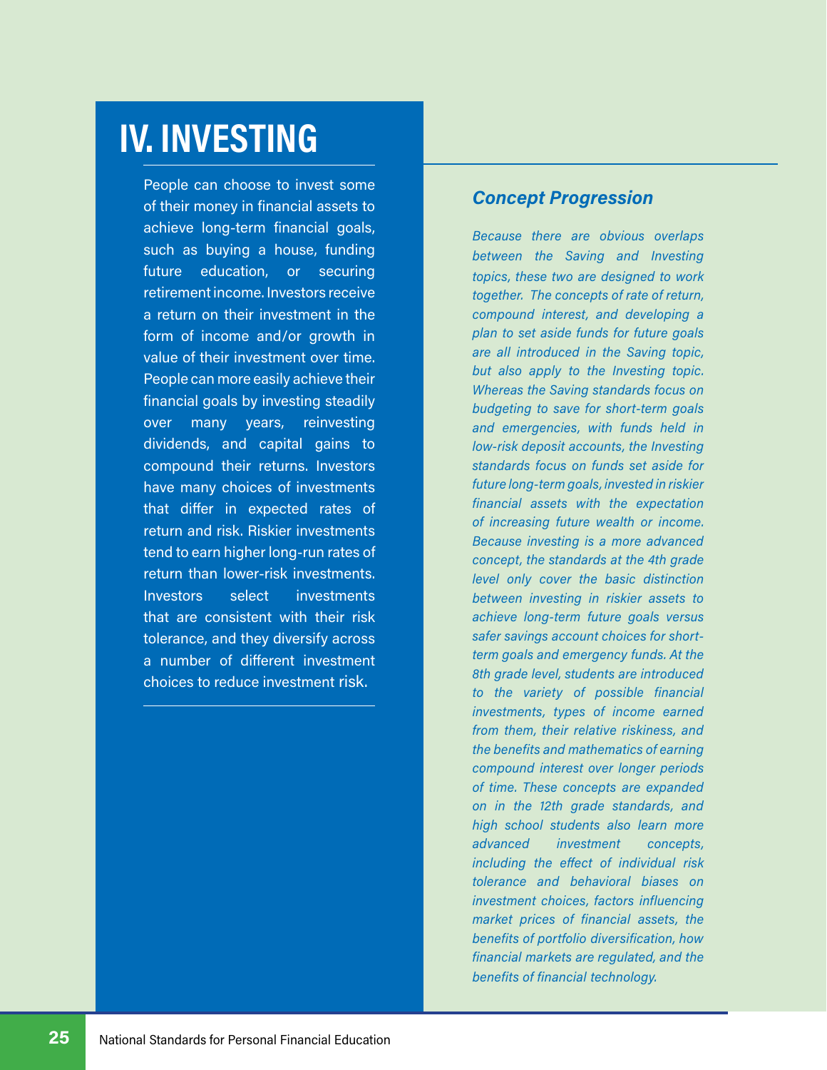# IV. INVESTING

People can choose to invest some of their money in financial assets to achieve long-term financial goals, such as buying a house, funding future education, or securing retirement income. Investors receive a return on their investment in the form of income and/or growth in value of their investment over time. People can more easily achieve their financial goals by investing steadily over many years, reinvesting dividends, and capital gains to compound their returns. Investors have many choices of investments that differ in expected rates of return and risk. Riskier investments tend to earn higher long-run rates of return than lower-risk investments. Investors select investments that are consistent with their risk tolerance, and they diversify across a number of different investment choices to reduce investment risk.

### *Concept Progression*

*Because there are obvious overlaps between the Saving and Investing topics, these two are designed to work together. The concepts of rate of return, compound interest, and developing a plan to set aside funds for future goals are all introduced in the Saving topic, but also apply to the Investing topic. Whereas the Saving standards focus on budgeting to save for short-term goals and emergencies, with funds held in low-risk deposit accounts, the Investing standards focus on funds set aside for future long-term goals, invested in riskier financial assets with the expectation of increasing future wealth or income. Because investing is a more advanced concept, the standards at the 4th grade level only cover the basic distinction between investing in riskier assets to achieve long-term future goals versus safer savings account choices for short-term goals and emergency funds. At the 8th grade level, students are introduced to the variety of possible financial investments, types of income earned from them, their relative riskiness, and the benefits and mathematics of earning compound interest over longer periods of time. These concepts are expanded on in the 12th grade standards, and high school students also learn more advanced investment concepts, including the effect of individual risk tolerance and behavioral biases on investment choices, factors influencing market prices of financial assets, the benefits of portfolio diversification, how financial markets are regulated, and the benefits of financial technology.*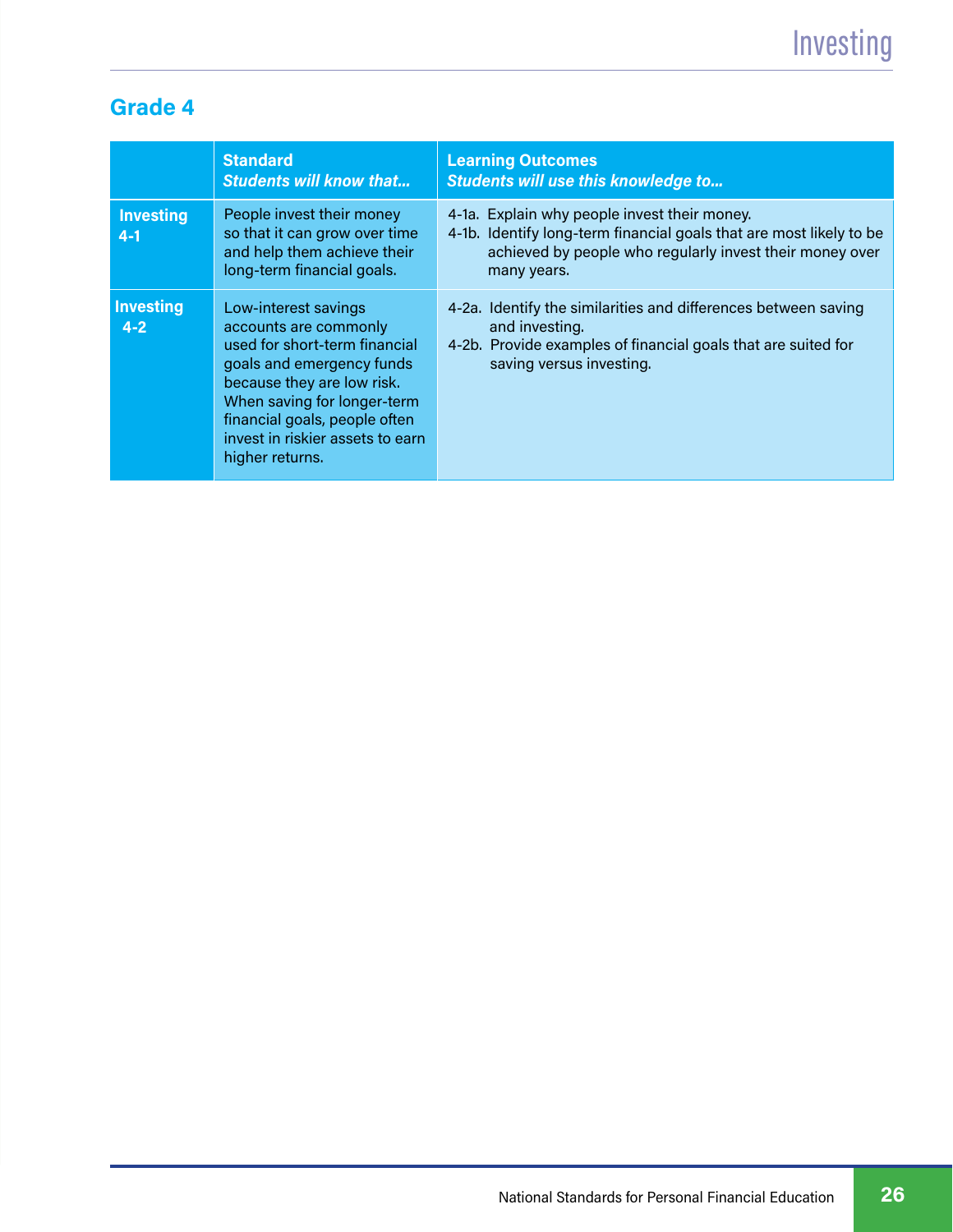## Grade 4

| | **Standard** *Students will know that…* | **Learning Outcomes** *Students will use this knowledge to…* |
|---|---|---|
| **Investing 4-1** | People invest their money so that it can grow over time and help them achieve their long-term financial goals. | 4-1a. Explain why people invest their money.<br>4-1b. Identify long-term financial goals that are most likely to be achieved by people who regularly invest their money over many years. |
| **Investing 4-2** | Low-interest savings accounts are commonly used for short-term financial goals and emergency funds because they are low risk. When saving for longer-term financial goals, people often invest in riskier assets to earn higher returns. | 4-2a. Identify the similarities and differences between saving and investing.<br>4-2b. Provide examples of financial goals that are suited for saving versus investing. |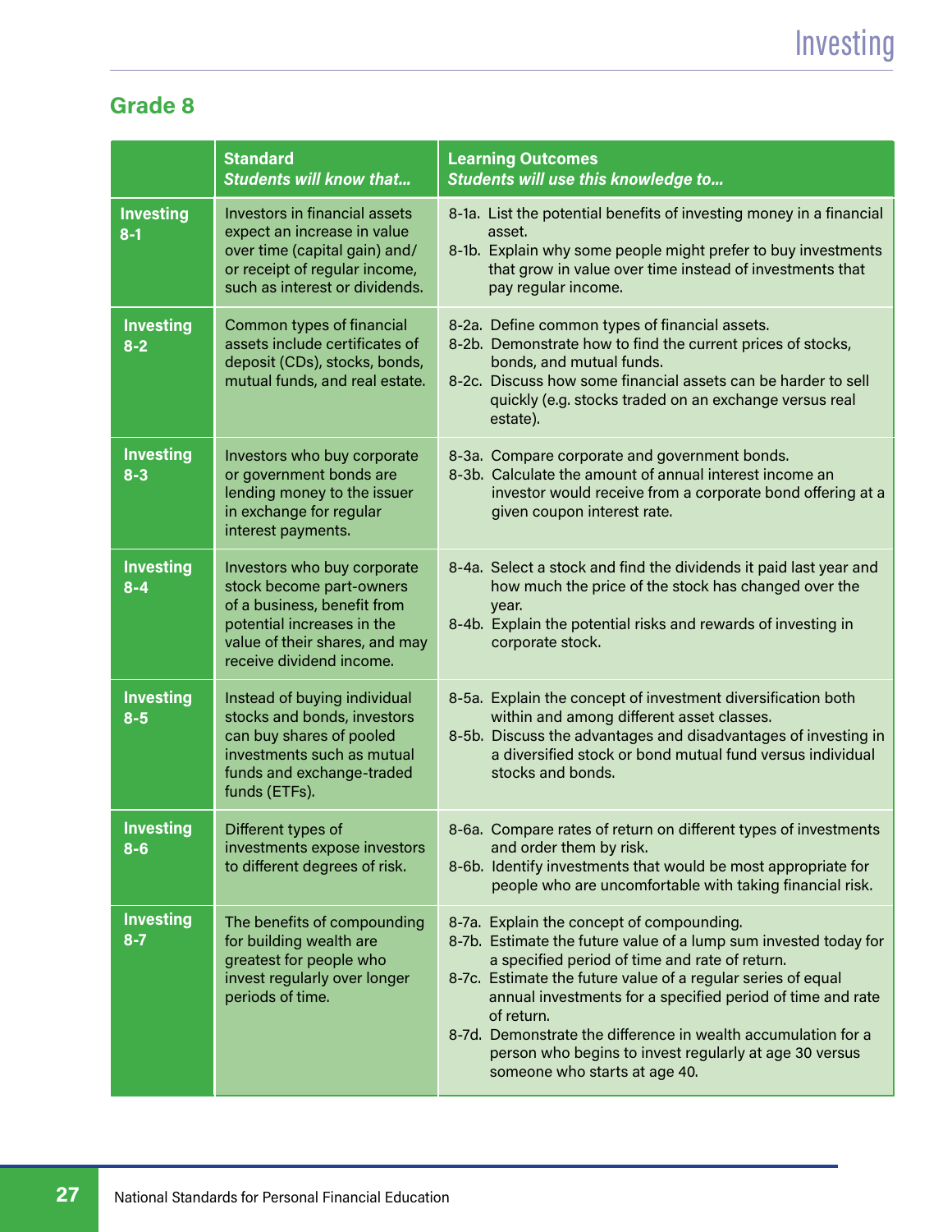## Grade 8

| | Standard<br>*Students will know that...* | Learning Outcomes<br>*Students will use this knowledge to...* |
|---|---|---|
| **Investing 8-1** | Investors in financial assets expect an increase in value over time (capital gain) and/or receipt of regular income, such as interest or dividends. | 8-1a. List the potential benefits of investing money in a financial asset.<br>8-1b. Explain why some people might prefer to buy investments that grow in value over time instead of investments that pay regular income. |
| **Investing 8-2** | Common types of financial assets include certificates of deposit (CDs), stocks, bonds, mutual funds, and real estate. | 8-2a. Define common types of financial assets.<br>8-2b. Demonstrate how to find the current prices of stocks, bonds, and mutual funds.<br>8-2c. Discuss how some financial assets can be harder to sell quickly (e.g. stocks traded on an exchange versus real estate). |
| **Investing 8-3** | Investors who buy corporate or government bonds are lending money to the issuer in exchange for regular interest payments. | 8-3a. Compare corporate and government bonds.<br>8-3b. Calculate the amount of annual interest income an investor would receive from a corporate bond offering at a given coupon interest rate. |
| **Investing 8-4** | Investors who buy corporate stock become part-owners of a business, benefit from potential increases in the value of their shares, and may receive dividend income. | 8-4a. Select a stock and find the dividends it paid last year and how much the price of the stock has changed over the year.<br>8-4b. Explain the potential risks and rewards of investing in corporate stock. |
| **Investing 8-5** | Instead of buying individual stocks and bonds, investors can buy shares of pooled investments such as mutual funds and exchange-traded funds (ETFs). | 8-5a. Explain the concept of investment diversification both within and among different asset classes.<br>8-5b. Discuss the advantages and disadvantages of investing in a diversified stock or bond mutual fund versus individual stocks and bonds. |
| **Investing 8-6** | Different types of investments expose investors to different degrees of risk. | 8-6a. Compare rates of return on different types of investments and order them by risk.<br>8-6b. Identify investments that would be most appropriate for people who are uncomfortable with taking financial risk. |
| **Investing 8-7** | The benefits of compounding for building wealth are greatest for people who invest regularly over longer periods of time. | 8-7a. Explain the concept of compounding.<br>8-7b. Estimate the future value of a lump sum invested today for a specified period of time and rate of return.<br>8-7c. Estimate the future value of a regular series of equal annual investments for a specified period of time and rate of return.<br>8-7d. Demonstrate the difference in wealth accumulation for a person who begins to invest regularly at age 30 versus someone who starts at age 40. |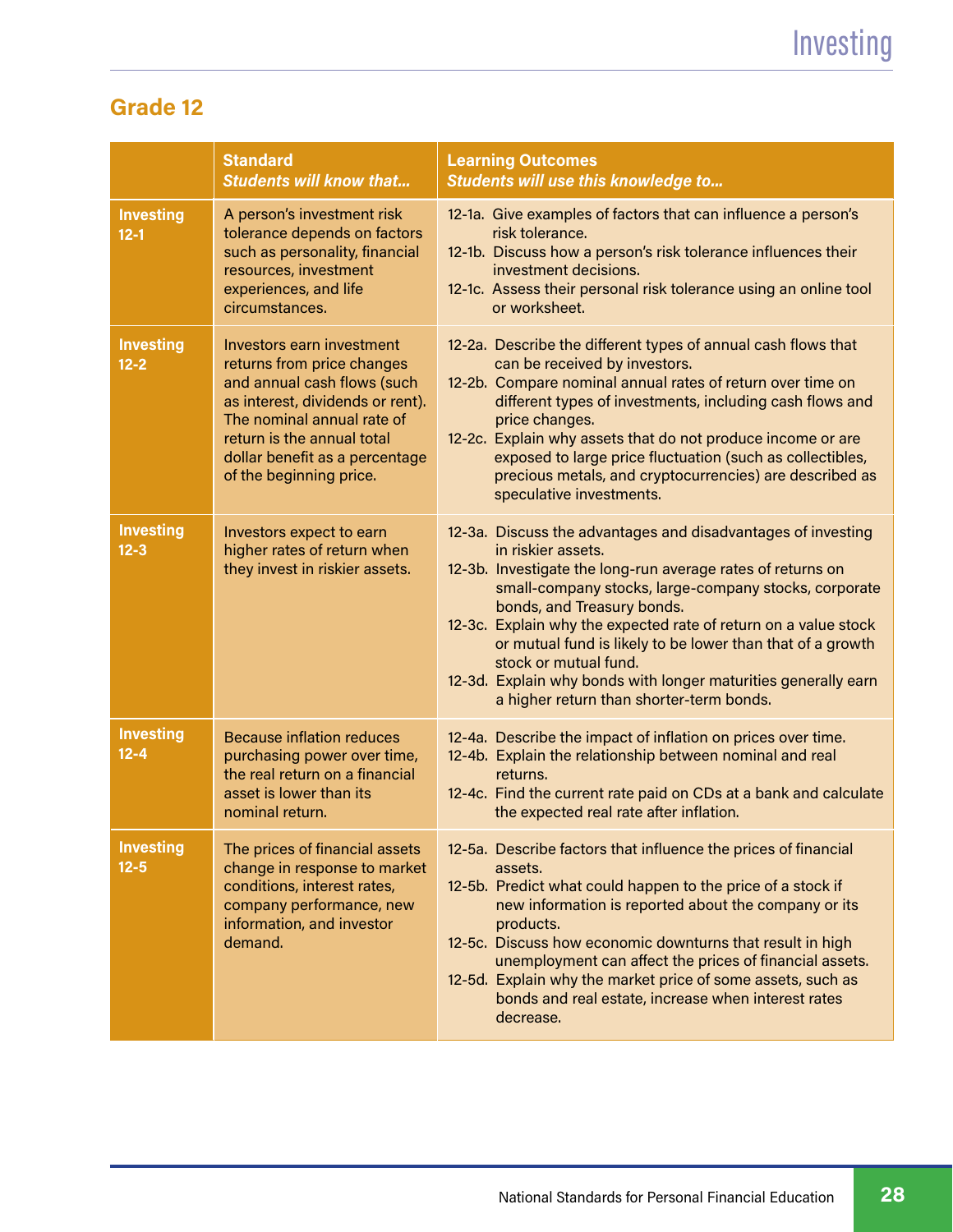## Grade 12

| | **Standard** *Students will know that...* | **Learning Outcomes** *Students will use this knowledge to...* |
|---|---|---|
| **Investing 12-1** | A person's investment risk tolerance depends on factors such as personality, financial resources, investment experiences, and life circumstances. | 12-1a. Give examples of factors that can influence a person's risk tolerance.<br>12-1b. Discuss how a person's risk tolerance influences their investment decisions.<br>12-1c. Assess their personal risk tolerance using an online tool or worksheet. |
| **Investing 12-2** | Investors earn investment returns from price changes and annual cash flows (such as interest, dividends or rent). The nominal annual rate of return is the annual total dollar benefit as a percentage of the beginning price. | 12-2a. Describe the different types of annual cash flows that can be received by investors.<br>12-2b. Compare nominal annual rates of return over time on different types of investments, including cash flows and price changes.<br>12-2c. Explain why assets that do not produce income or are exposed to large price fluctuation (such as collectibles, precious metals, and cryptocurrencies) are described as speculative investments. |
| **Investing 12-3** | Investors expect to earn higher rates of return when they invest in riskier assets. | 12-3a. Discuss the advantages and disadvantages of investing in riskier assets.<br>12-3b. Investigate the long-run average rates of returns on small-company stocks, large-company stocks, corporate bonds, and Treasury bonds.<br>12-3c. Explain why the expected rate of return on a value stock or mutual fund is likely to be lower than that of a growth stock or mutual fund.<br>12-3d. Explain why bonds with longer maturities generally earn a higher return than shorter-term bonds. |
| **Investing 12-4** | Because inflation reduces purchasing power over time, the real return on a financial asset is lower than its nominal return. | 12-4a. Describe the impact of inflation on prices over time.<br>12-4b. Explain the relationship between nominal and real returns.<br>12-4c. Find the current rate paid on CDs at a bank and calculate the expected real rate after inflation. |
| **Investing 12-5** | The prices of financial assets change in response to market conditions, interest rates, company performance, new information, and investor demand. | 12-5a. Describe factors that influence the prices of financial assets.<br>12-5b. Predict what could happen to the price of a stock if new information is reported about the company or its products.<br>12-5c. Discuss how economic downturns that result in high unemployment can affect the prices of financial assets.<br>12-5d. Explain why the market price of some assets, such as bonds and real estate, increase when interest rates decrease. |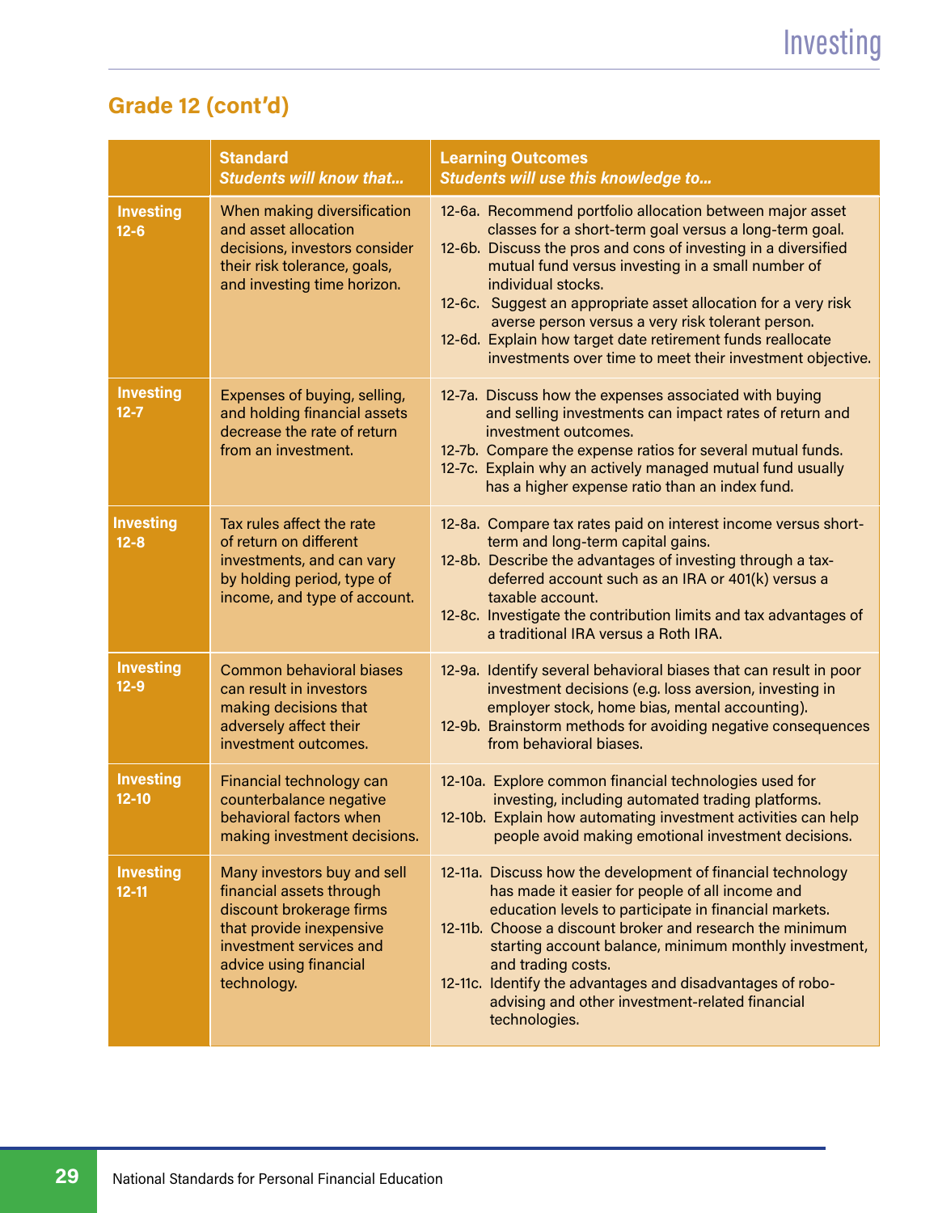## Grade 12 (cont'd)

| | **Standard** *Students will know that...* | **Learning Outcomes** *Students will use this knowledge to...* |
|---|---|---|
| **Investing 12-6** | When making diversification and asset allocation decisions, investors consider their risk tolerance, goals, and investing time horizon. | 12-6a. Recommend portfolio allocation between major asset classes for a short-term goal versus a long-term goal.<br>12-6b. Discuss the pros and cons of investing in a diversified mutual fund versus investing in a small number of individual stocks.<br>12-6c. Suggest an appropriate asset allocation for a very risk averse person versus a very risk tolerant person.<br>12-6d. Explain how target date retirement funds reallocate investments over time to meet their investment objective. |
| **Investing 12-7** | Expenses of buying, selling, and holding financial assets decrease the rate of return from an investment. | 12-7a. Discuss how the expenses associated with buying and selling investments can impact rates of return and investment outcomes.<br>12-7b. Compare the expense ratios for several mutual funds.<br>12-7c. Explain why an actively managed mutual fund usually has a higher expense ratio than an index fund. |
| **Investing 12-8** | Tax rules affect the rate of return on different investments, and can vary by holding period, type of income, and type of account. | 12-8a. Compare tax rates paid on interest income versus short-term and long-term capital gains.<br>12-8b. Describe the advantages of investing through a tax-deferred account such as an IRA or 401(k) versus a taxable account.<br>12-8c. Investigate the contribution limits and tax advantages of a traditional IRA versus a Roth IRA. |
| **Investing 12-9** | Common behavioral biases can result in investors making decisions that adversely affect their investment outcomes. | 12-9a. Identify several behavioral biases that can result in poor investment decisions (e.g. loss aversion, investing in employer stock, home bias, mental accounting).<br>12-9b. Brainstorm methods for avoiding negative consequences from behavioral biases. |
| **Investing 12-10** | Financial technology can counterbalance negative behavioral factors when making investment decisions. | 12-10a. Explore common financial technologies used for investing, including automated trading platforms.<br>12-10b. Explain how automating investment activities can help people avoid making emotional investment decisions. |
| **Investing 12-11** | Many investors buy and sell financial assets through discount brokerage firms that provide inexpensive investment services and advice using financial technology. | 12-11a. Discuss how the development of financial technology has made it easier for people of all income and education levels to participate in financial markets.<br>12-11b. Choose a discount broker and research the minimum starting account balance, minimum monthly investment, and trading costs.<br>12-11c. Identify the advantages and disadvantages of robo-advising and other investment-related financial technologies. |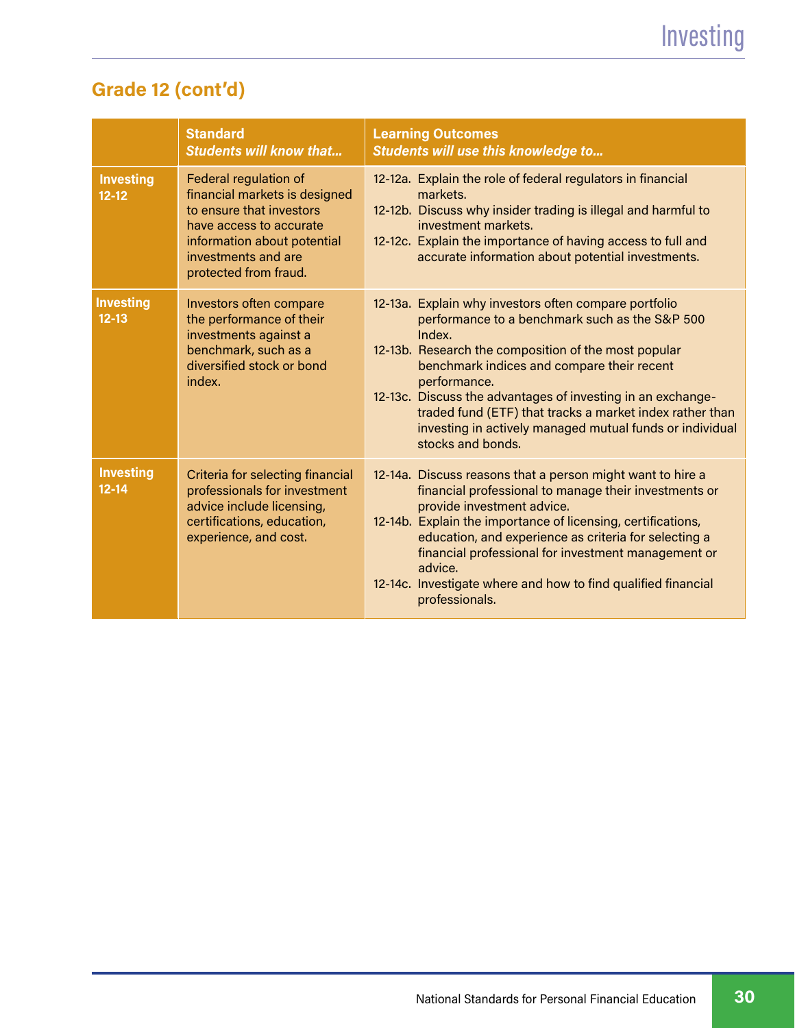## Grade 12 (cont'd)

| | Standard<br>*Students will know that...* | Learning Outcomes<br>*Students will use this knowledge to...* |
|---|---|---|
| **Investing 12-12** | Federal regulation of financial markets is designed to ensure that investors have access to accurate information about potential investments and are protected from fraud. | 12-12a. Explain the role of federal regulators in financial markets.<br>12-12b. Discuss why insider trading is illegal and harmful to investment markets.<br>12-12c. Explain the importance of having access to full and accurate information about potential investments. |
| **Investing 12-13** | Investors often compare the performance of their investments against a benchmark, such as a diversified stock or bond index. | 12-13a. Explain why investors often compare portfolio performance to a benchmark such as the S&P 500 Index.<br>12-13b. Research the composition of the most popular benchmark indices and compare their recent performance.<br>12-13c. Discuss the advantages of investing in an exchange-traded fund (ETF) that tracks a market index rather than investing in actively managed mutual funds or individual stocks and bonds. |
| **Investing 12-14** | Criteria for selecting financial professionals for investment advice include licensing, certifications, education, experience, and cost. | 12-14a. Discuss reasons that a person might want to hire a financial professional to manage their investments or provide investment advice.<br>12-14b. Explain the importance of licensing, certifications, education, and experience as criteria for selecting a financial professional for investment management or advice.<br>12-14c. Investigate where and how to find qualified financial professionals. |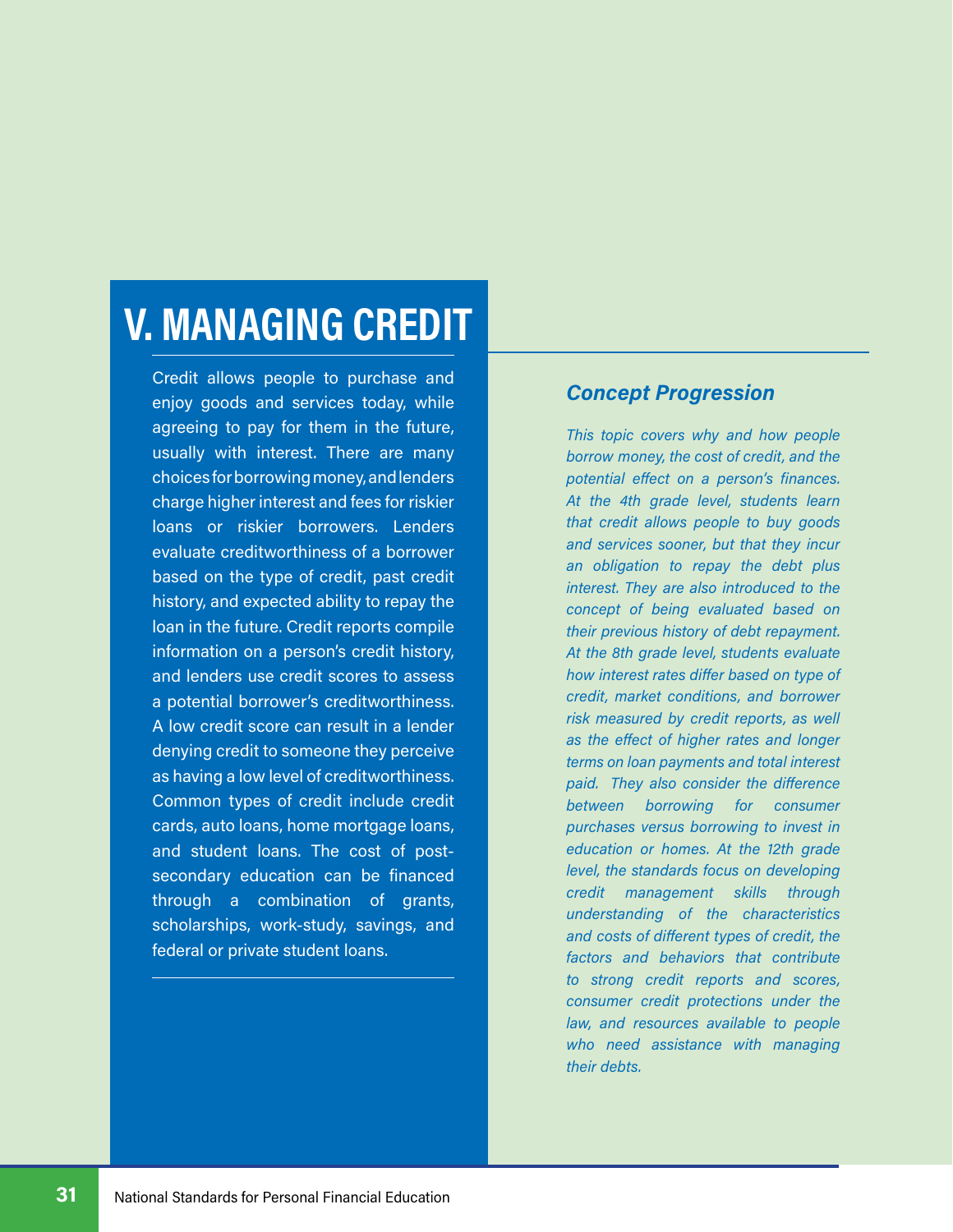# V. MANAGING CREDIT

Credit allows people to purchase and enjoy goods and services today, while agreeing to pay for them in the future, usually with interest. There are many choices for borrowing money, and lenders charge higher interest and fees for riskier loans or riskier borrowers. Lenders evaluate creditworthiness of a borrower based on the type of credit, past credit history, and expected ability to repay the loan in the future. Credit reports compile information on a person's credit history, and lenders use credit scores to assess a potential borrower's creditworthiness. A low credit score can result in a lender denying credit to someone they perceive as having a low level of creditworthiness. Common types of credit include credit cards, auto loans, home mortgage loans, and student loans. The cost of post-secondary education can be financed through a combination of grants, scholarships, work-study, savings, and federal or private student loans.

### *Concept Progression*

*This topic covers why and how people borrow money, the cost of credit, and the potential effect on a person's finances. At the 4th grade level, students learn that credit allows people to buy goods and services sooner, but that they incur an obligation to repay the debt plus interest. They are also introduced to the concept of being evaluated based on their previous history of debt repayment. At the 8th grade level, students evaluate how interest rates differ based on type of credit, market conditions, and borrower risk measured by credit reports, as well as the effect of higher rates and longer terms on loan payments and total interest paid. They also consider the difference between borrowing for consumer purchases versus borrowing to invest in education or homes. At the 12th grade level, the standards focus on developing credit management skills through understanding of the characteristics and costs of different types of credit, the factors and behaviors that contribute to strong credit reports and scores, consumer credit protections under the law, and resources available to people who need assistance with managing their debts.*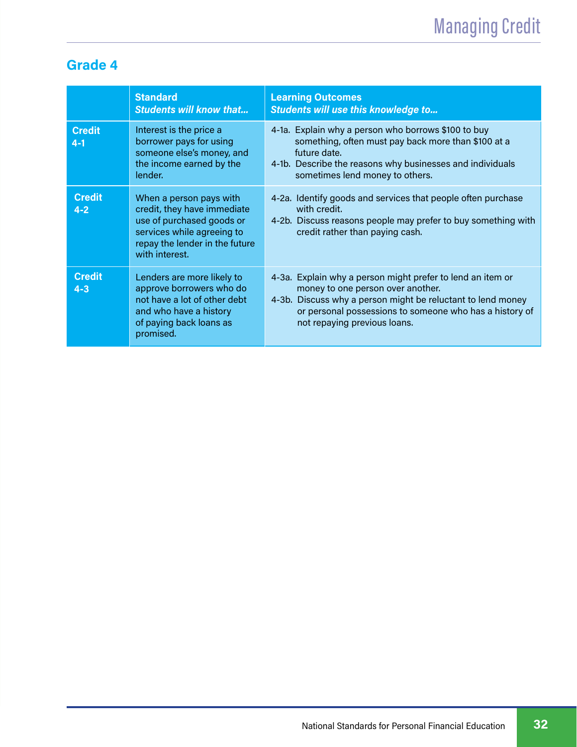## Grade 4

| | Standard<br>*Students will know that...* | Learning Outcomes<br>*Students will use this knowledge to...* |
|---|---|---|
| **Credit 4-1** | Interest is the price a borrower pays for using someone else's money, and the income earned by the lender. | 4-1a. Explain why a person who borrows $100 to buy something, often must pay back more than $100 at a future date.<br>4-1b. Describe the reasons why businesses and individuals sometimes lend money to others. |
| **Credit 4-2** | When a person pays with credit, they have immediate use of purchased goods or services while agreeing to repay the lender in the future with interest. | 4-2a. Identify goods and services that people often purchase with credit.<br>4-2b. Discuss reasons people may prefer to buy something with credit rather than paying cash. |
| **Credit 4-3** | Lenders are more likely to approve borrowers who do not have a lot of other debt and who have a history of paying back loans as promised. | 4-3a. Explain why a person might prefer to lend an item or money to one person over another.<br>4-3b. Discuss why a person might be reluctant to lend money or personal possessions to someone who has a history of not repaying previous loans. |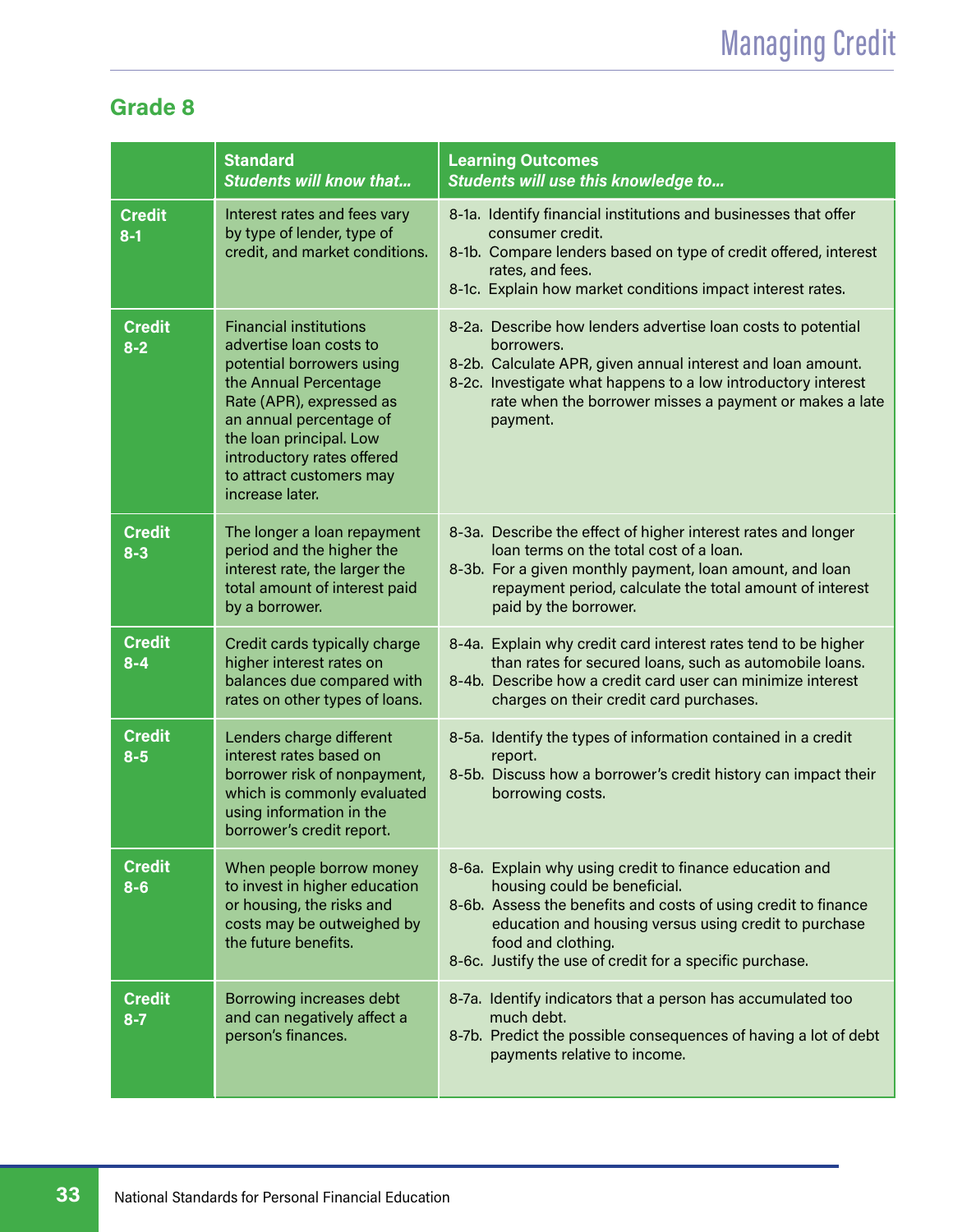## Grade 8

| | **Standard** *Students will know that...* | **Learning Outcomes** *Students will use this knowledge to...* |
|---|---|---|
| **Credit 8-1** | Interest rates and fees vary by type of lender, type of credit, and market conditions. | 8-1a. Identify financial institutions and businesses that offer consumer credit.<br>8-1b. Compare lenders based on type of credit offered, interest rates, and fees.<br>8-1c. Explain how market conditions impact interest rates. |
| **Credit 8-2** | Financial institutions advertise loan costs to potential borrowers using the Annual Percentage Rate (APR), expressed as an annual percentage of the loan principal. Low introductory rates offered to attract customers may increase later. | 8-2a. Describe how lenders advertise loan costs to potential borrowers.<br>8-2b. Calculate APR, given annual interest and loan amount.<br>8-2c. Investigate what happens to a low introductory interest rate when the borrower misses a payment or makes a late payment. |
| **Credit 8-3** | The longer a loan repayment period and the higher the interest rate, the larger the total amount of interest paid by a borrower. | 8-3a. Describe the effect of higher interest rates and longer loan terms on the total cost of a loan.<br>8-3b. For a given monthly payment, loan amount, and loan repayment period, calculate the total amount of interest paid by the borrower. |
| **Credit 8-4** | Credit cards typically charge higher interest rates on balances due compared with rates on other types of loans. | 8-4a. Explain why credit card interest rates tend to be higher than rates for secured loans, such as automobile loans.<br>8-4b. Describe how a credit card user can minimize interest charges on their credit card purchases. |
| **Credit 8-5** | Lenders charge different interest rates based on borrower risk of nonpayment, which is commonly evaluated using information in the borrower's credit report. | 8-5a. Identify the types of information contained in a credit report.<br>8-5b. Discuss how a borrower's credit history can impact their borrowing costs. |
| **Credit 8-6** | When people borrow money to invest in higher education or housing, the risks and costs may be outweighed by the future benefits. | 8-6a. Explain why using credit to finance education and housing could be beneficial.<br>8-6b. Assess the benefits and costs of using credit to finance education and housing versus using credit to purchase food and clothing.<br>8-6c. Justify the use of credit for a specific purchase. |
| **Credit 8-7** | Borrowing increases debt and can negatively affect a person's finances. | 8-7a. Identify indicators that a person has accumulated too much debt.<br>8-7b. Predict the possible consequences of having a lot of debt payments relative to income. |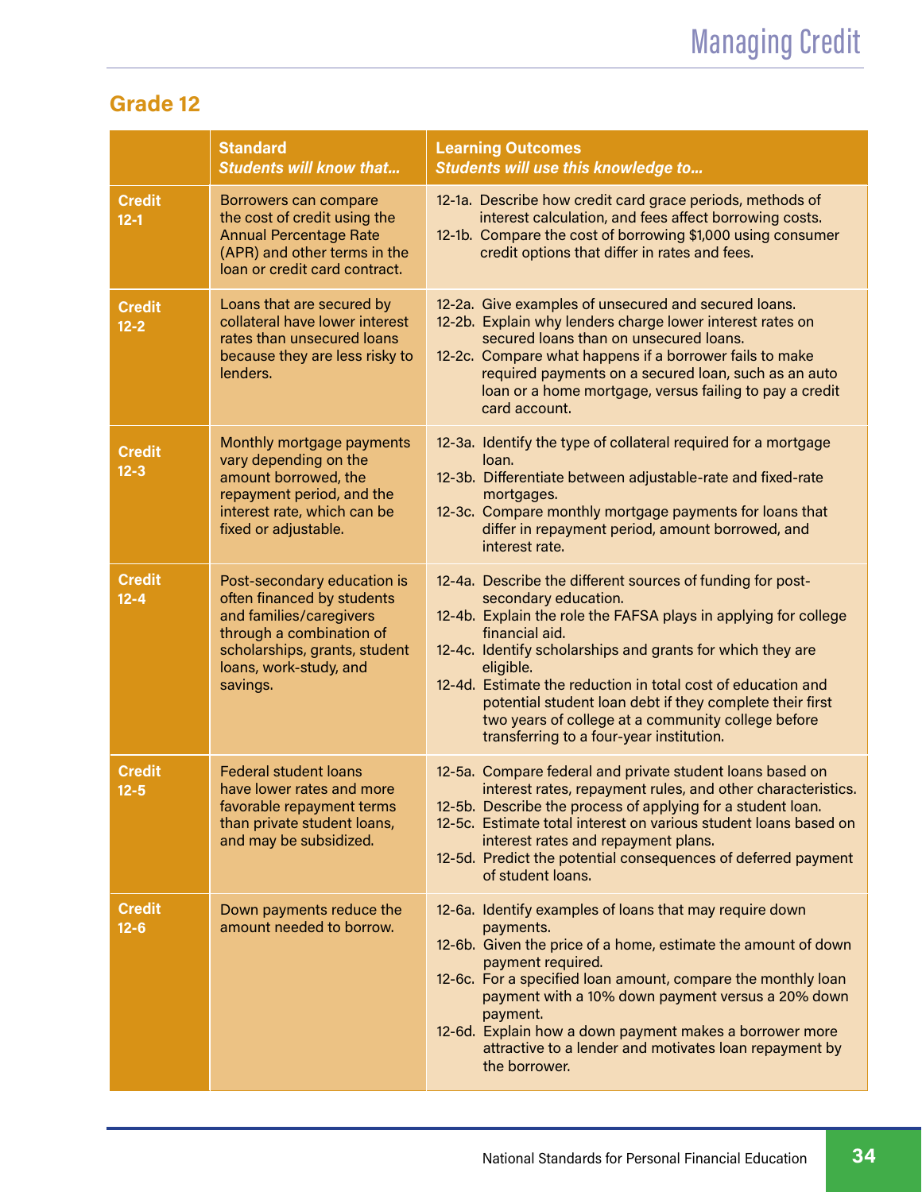# Managing Credit

## Grade 12

| | **Standard**<br>***Students will know that...*** | **Learning Outcomes**<br>***Students will use this knowledge to...*** |
|---|---|---|
| **Credit 12-1** | Borrowers can compare the cost of credit using the Annual Percentage Rate (APR) and other terms in the loan or credit card contract. | 12-1a. Describe how credit card grace periods, methods of interest calculation, and fees affect borrowing costs.<br>12-1b. Compare the cost of borrowing $1,000 using consumer credit options that differ in rates and fees. |
| **Credit 12-2** | Loans that are secured by collateral have lower interest rates than unsecured loans because they are less risky to lenders. | 12-2a. Give examples of unsecured and secured loans.<br>12-2b. Explain why lenders charge lower interest rates on secured loans than on unsecured loans.<br>12-2c. Compare what happens if a borrower fails to make required payments on a secured loan, such as an auto loan or a home mortgage, versus failing to pay a credit card account. |
| **Credit 12-3** | Monthly mortgage payments vary depending on the amount borrowed, the repayment period, and the interest rate, which can be fixed or adjustable. | 12-3a. Identify the type of collateral required for a mortgage loan.<br>12-3b. Differentiate between adjustable-rate and fixed-rate mortgages.<br>12-3c. Compare monthly mortgage payments for loans that differ in repayment period, amount borrowed, and interest rate. |
| **Credit 12-4** | Post-secondary education is often financed by students and families/caregivers through a combination of scholarships, grants, student loans, work-study, and savings. | 12-4a. Describe the different sources of funding for post-secondary education.<br>12-4b. Explain the role the FAFSA plays in applying for college financial aid.<br>12-4c. Identify scholarships and grants for which they are eligible.<br>12-4d. Estimate the reduction in total cost of education and potential student loan debt if they complete their first two years of college at a community college before transferring to a four-year institution. |
| **Credit 12-5** | Federal student loans have lower rates and more favorable repayment terms than private student loans, and may be subsidized. | 12-5a. Compare federal and private student loans based on interest rates, repayment rules, and other characteristics.<br>12-5b. Describe the process of applying for a student loan.<br>12-5c. Estimate total interest on various student loans based on interest rates and repayment plans.<br>12-5d. Predict the potential consequences of deferred payment of student loans. |
| **Credit 12-6** | Down payments reduce the amount needed to borrow. | 12-6a. Identify examples of loans that may require down payments.<br>12-6b. Given the price of a home, estimate the amount of down payment required.<br>12-6c. For a specified loan amount, compare the monthly loan payment with a 10% down payment versus a 20% down payment.<br>12-6d. Explain how a down payment makes a borrower more attractive to a lender and motivates loan repayment by the borrower. |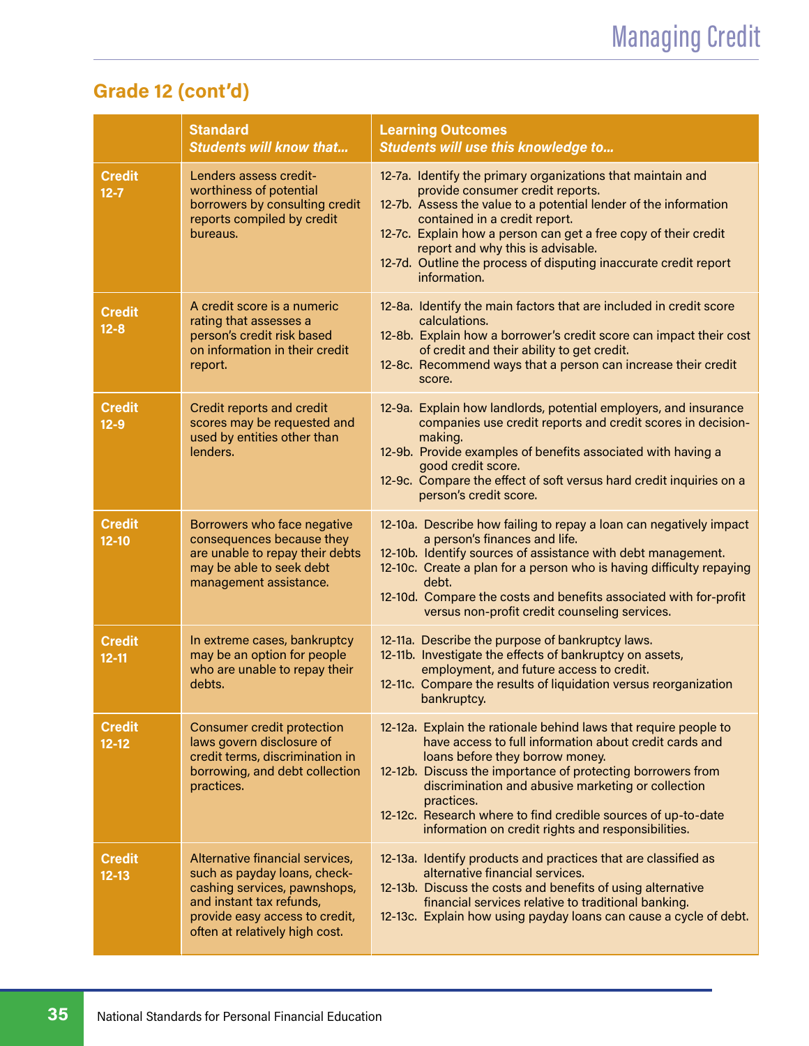## Grade 12 (cont'd)

| | Standard *Students will know that...* | Learning Outcomes *Students will use this knowledge to...* |
|---|---|---|
| **Credit 12-7** | Lenders assess credit-worthiness of potential borrowers by consulting credit reports compiled by credit bureaus. | 12-7a. Identify the primary organizations that maintain and provide consumer credit reports.<br>12-7b. Assess the value to a potential lender of the information contained in a credit report.<br>12-7c. Explain how a person can get a free copy of their credit report and why this is advisable.<br>12-7d. Outline the process of disputing inaccurate credit report information. |
| **Credit 12-8** | A credit score is a numeric rating that assesses a person's credit risk based on information in their credit report. | 12-8a. Identify the main factors that are included in credit score calculations.<br>12-8b. Explain how a borrower's credit score can impact their cost of credit and their ability to get credit.<br>12-8c. Recommend ways that a person can increase their credit score. |
| **Credit 12-9** | Credit reports and credit scores may be requested and used by entities other than lenders. | 12-9a. Explain how landlords, potential employers, and insurance companies use credit reports and credit scores in decision-making.<br>12-9b. Provide examples of benefits associated with having a good credit score.<br>12-9c. Compare the effect of soft versus hard credit inquiries on a person's credit score. |
| **Credit 12-10** | Borrowers who face negative consequences because they are unable to repay their debts may be able to seek debt management assistance. | 12-10a. Describe how failing to repay a loan can negatively impact a person's finances and life.<br>12-10b. Identify sources of assistance with debt management.<br>12-10c. Create a plan for a person who is having difficulty repaying debt.<br>12-10d. Compare the costs and benefits associated with for-profit versus non-profit credit counseling services. |
| **Credit 12-11** | In extreme cases, bankruptcy may be an option for people who are unable to repay their debts. | 12-11a. Describe the purpose of bankruptcy laws.<br>12-11b. Investigate the effects of bankruptcy on assets, employment, and future access to credit.<br>12-11c. Compare the results of liquidation versus reorganization bankruptcy. |
| **Credit 12-12** | Consumer credit protection laws govern disclosure of credit terms, discrimination in borrowing, and debt collection practices. | 12-12a. Explain the rationale behind laws that require people to have access to full information about credit cards and loans before they borrow money.<br>12-12b. Discuss the importance of protecting borrowers from discrimination and abusive marketing or collection practices.<br>12-12c. Research where to find credible sources of up-to-date information on credit rights and responsibilities. |
| **Credit 12-13** | Alternative financial services, such as payday loans, check-cashing services, pawnshops, and instant tax refunds, provide easy access to credit, often at relatively high cost. | 12-13a. Identify products and practices that are classified as alternative financial services.<br>12-13b. Discuss the costs and benefits of using alternative financial services relative to traditional banking.<br>12-13c. Explain how using payday loans can cause a cycle of debt. |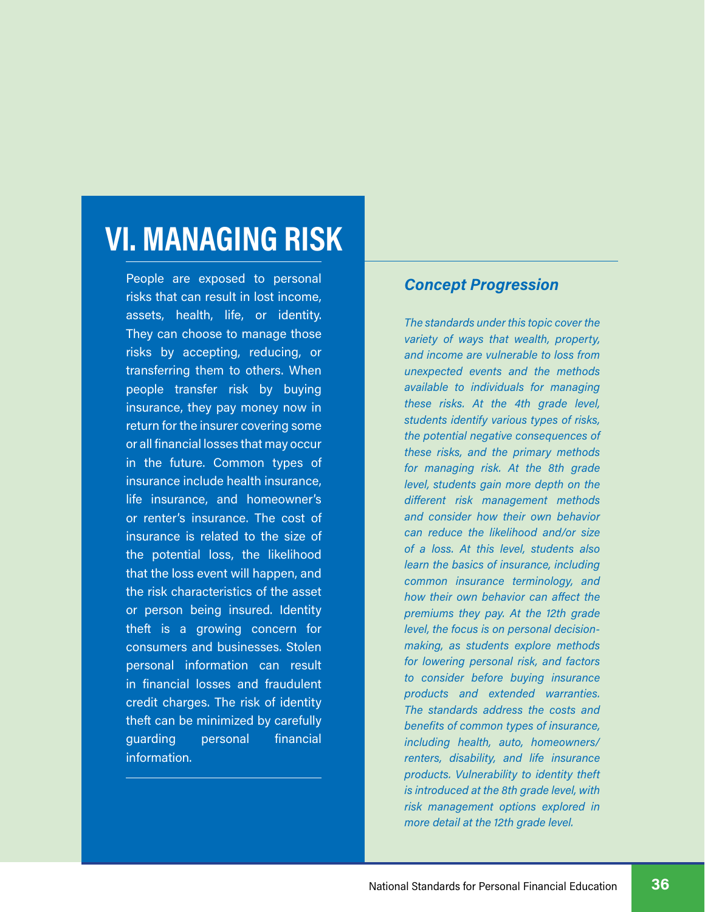# VI. MANAGING RISK

People are exposed to personal risks that can result in lost income, assets, health, life, or identity. They can choose to manage those risks by accepting, reducing, or transferring them to others. When people transfer risk by buying insurance, they pay money now in return for the insurer covering some or all financial losses that may occur in the future. Common types of insurance include health insurance, life insurance, and homeowner's or renter's insurance. The cost of insurance is related to the size of the potential loss, the likelihood that the loss event will happen, and the risk characteristics of the asset or person being insured. Identity theft is a growing concern for consumers and businesses. Stolen personal information can result in financial losses and fraudulent credit charges. The risk of identity theft can be minimized by carefully guarding personal financial information.

## *Concept Progression*

*The standards under this topic cover the variety of ways that wealth, property, and income are vulnerable to loss from unexpected events and the methods available to individuals for managing these risks. At the 4th grade level, students identify various types of risks, the potential negative consequences of these risks, and the primary methods for managing risk. At the 8th grade level, students gain more depth on the different risk management methods and consider how their own behavior can reduce the likelihood and/or size of a loss. At this level, students also learn the basics of insurance, including common insurance terminology, and how their own behavior can affect the premiums they pay. At the 12th grade level, the focus is on personal decision-making, as students explore methods for lowering personal risk, and factors to consider before buying insurance products and extended warranties. The standards address the costs and benefits of common types of insurance, including health, auto, homeowners/renters, disability, and life insurance products. Vulnerability to identity theft is introduced at the 8th grade level, with risk management options explored in more detail at the 12th grade level.*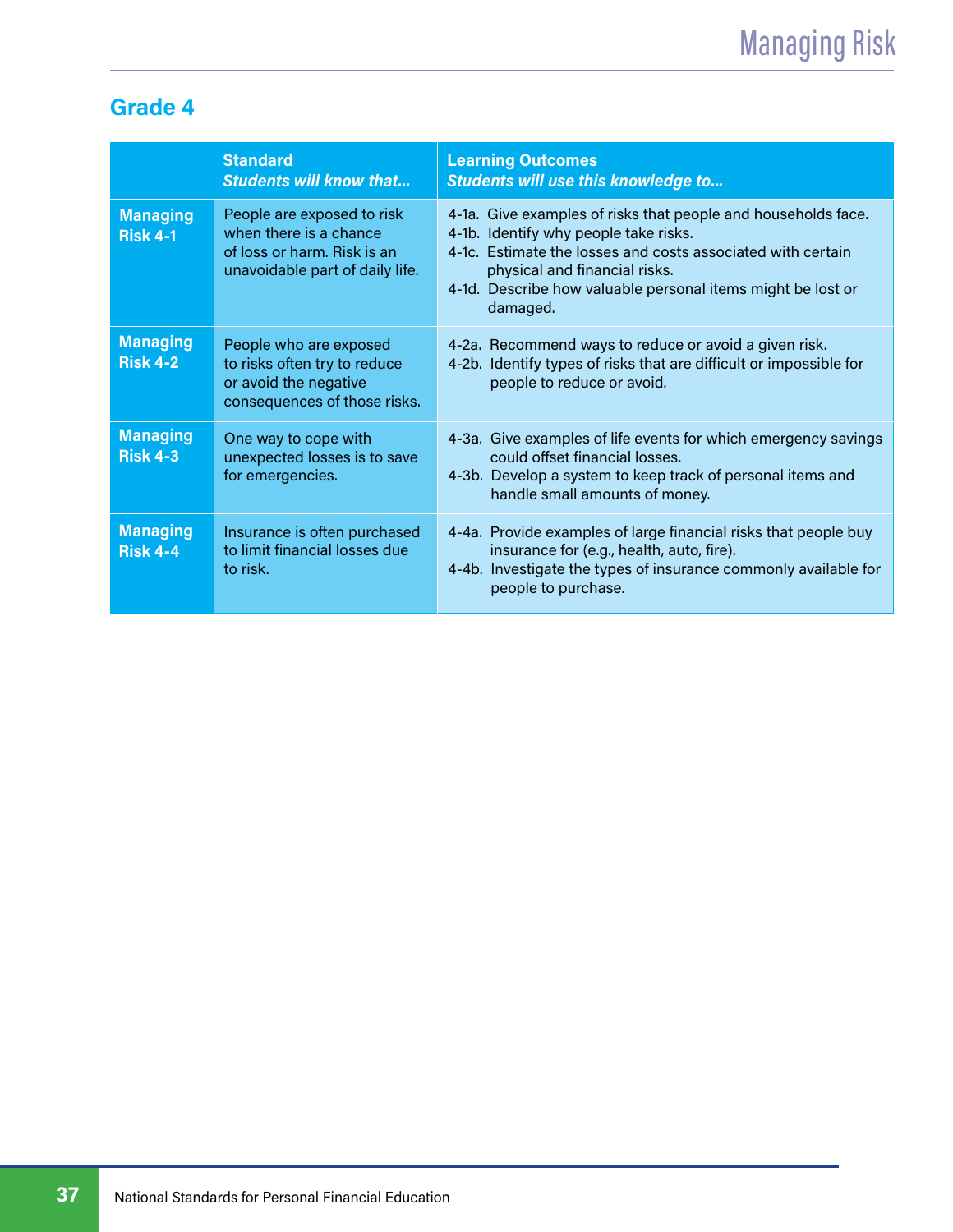## Grade 4

| | **Standard**<br>***Students will know that...*** | **Learning Outcomes**<br>***Students will use this knowledge to...*** |
|---|---|---|
| **Managing Risk 4-1** | People are exposed to risk when there is a chance of loss or harm. Risk is an unavoidable part of daily life. | 4-1a. Give examples of risks that people and households face.<br>4-1b. Identify why people take risks.<br>4-1c. Estimate the losses and costs associated with certain physical and financial risks.<br>4-1d. Describe how valuable personal items might be lost or damaged. |
| **Managing Risk 4-2** | People who are exposed to risks often try to reduce or avoid the negative consequences of those risks. | 4-2a. Recommend ways to reduce or avoid a given risk.<br>4-2b. Identify types of risks that are difficult or impossible for people to reduce or avoid. |
| **Managing Risk 4-3** | One way to cope with unexpected losses is to save for emergencies. | 4-3a. Give examples of life events for which emergency savings could offset financial losses.<br>4-3b. Develop a system to keep track of personal items and handle small amounts of money. |
| **Managing Risk 4-4** | Insurance is often purchased to limit financial losses due to risk. | 4-4a. Provide examples of large financial risks that people buy insurance for (e.g., health, auto, fire).<br>4-4b. Investigate the types of insurance commonly available for people to purchase. |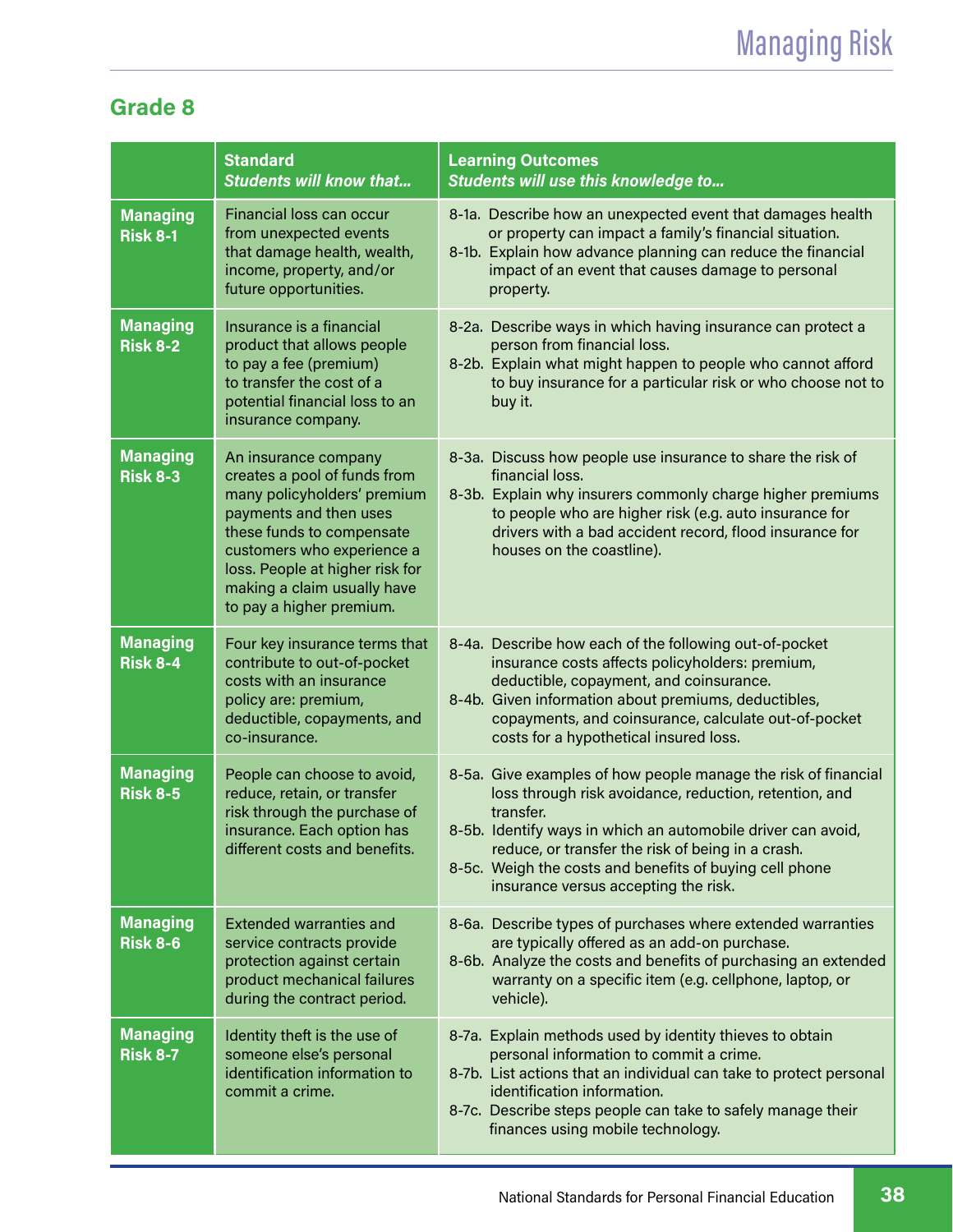## Grade 8

| | **Standard** *Students will know that...* | **Learning Outcomes** *Students will use this knowledge to...* |
|---|---|---|
| **Managing Risk 8-1** | Financial loss can occur from unexpected events that damage health, wealth, income, property, and/or future opportunities. | 8-1a. Describe how an unexpected event that damages health or property can impact a family's financial situation.<br>8-1b. Explain how advance planning can reduce the financial impact of an event that causes damage to personal property. |
| **Managing Risk 8-2** | Insurance is a financial product that allows people to pay a fee (premium) to transfer the cost of a potential financial loss to an insurance company. | 8-2a. Describe ways in which having insurance can protect a person from financial loss.<br>8-2b. Explain what might happen to people who cannot afford to buy insurance for a particular risk or who choose not to buy it. |
| **Managing Risk 8-3** | An insurance company creates a pool of funds from many policyholders' premium payments and then uses these funds to compensate customers who experience a loss. People at higher risk for making a claim usually have to pay a higher premium. | 8-3a. Discuss how people use insurance to share the risk of financial loss.<br>8-3b. Explain why insurers commonly charge higher premiums to people who are higher risk (e.g. auto insurance for drivers with a bad accident record, flood insurance for houses on the coastline). |
| **Managing Risk 8-4** | Four key insurance terms that contribute to out-of-pocket costs with an insurance policy are: premium, deductible, copayments, and co-insurance. | 8-4a. Describe how each of the following out-of-pocket insurance costs affects policyholders: premium, deductible, copayment, and coinsurance.<br>8-4b. Given information about premiums, deductibles, copayments, and coinsurance, calculate out-of-pocket costs for a hypothetical insured loss. |
| **Managing Risk 8-5** | People can choose to avoid, reduce, retain, or transfer risk through the purchase of insurance. Each option has different costs and benefits. | 8-5a. Give examples of how people manage the risk of financial loss through risk avoidance, reduction, retention, and transfer.<br>8-5b. Identify ways in which an automobile driver can avoid, reduce, or transfer the risk of being in a crash.<br>8-5c. Weigh the costs and benefits of buying cell phone insurance versus accepting the risk. |
| **Managing Risk 8-6** | Extended warranties and service contracts provide protection against certain product mechanical failures during the contract period. | 8-6a. Describe types of purchases where extended warranties are typically offered as an add-on purchase.<br>8-6b. Analyze the costs and benefits of purchasing an extended warranty on a specific item (e.g. cellphone, laptop, or vehicle). |
| **Managing Risk 8-7** | Identity theft is the use of someone else's personal identification information to commit a crime. | 8-7a. Explain methods used by identity thieves to obtain personal information to commit a crime.<br>8-7b. List actions that an individual can take to protect personal identification information.<br>8-7c. Describe steps people can take to safely manage their finances using mobile technology. |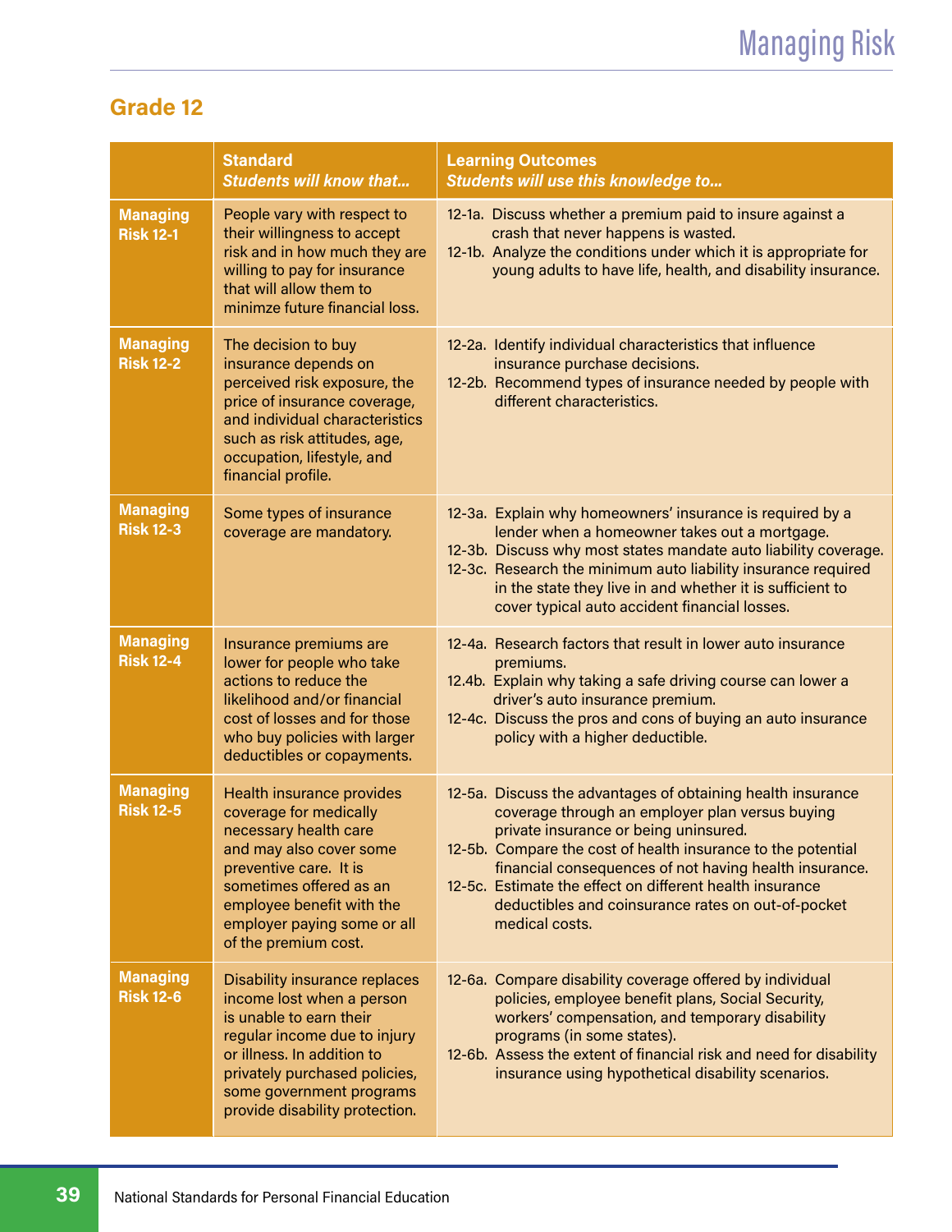## Grade 12

| | Standard<br>*Students will know that...* | Learning Outcomes<br>*Students will use this knowledge to...* |
|---|---|---|
| **Managing Risk 12-1** | People vary with respect to their willingness to accept risk and in how much they are willing to pay for insurance that will allow them to minimze future financial loss. | 12-1a. Discuss whether a premium paid to insure against a crash that never happens is wasted.<br>12-1b. Analyze the conditions under which it is appropriate for young adults to have life, health, and disability insurance. |
| **Managing Risk 12-2** | The decision to buy insurance depends on perceived risk exposure, the price of insurance coverage, and individual characteristics such as risk attitudes, age, occupation, lifestyle, and financial profile. | 12-2a. Identify individual characteristics that influence insurance purchase decisions.<br>12-2b. Recommend types of insurance needed by people with different characteristics. |
| **Managing Risk 12-3** | Some types of insurance coverage are mandatory. | 12-3a. Explain why homeowners' insurance is required by a lender when a homeowner takes out a mortgage.<br>12-3b. Discuss why most states mandate auto liability coverage.<br>12-3c. Research the minimum auto liability insurance required in the state they live in and whether it is sufficient to cover typical auto accident financial losses. |
| **Managing Risk 12-4** | Insurance premiums are lower for people who take actions to reduce the likelihood and/or financial cost of losses and for those who buy policies with larger deductibles or copayments. | 12-4a. Research factors that result in lower auto insurance premiums.<br>12.4b. Explain why taking a safe driving course can lower a driver's auto insurance premium.<br>12-4c. Discuss the pros and cons of buying an auto insurance policy with a higher deductible. |
| **Managing Risk 12-5** | Health insurance provides coverage for medically necessary health care and may also cover some preventive care. It is sometimes offered as an employee benefit with the employer paying some or all of the premium cost. | 12-5a. Discuss the advantages of obtaining health insurance coverage through an employer plan versus buying private insurance or being uninsured.<br>12-5b. Compare the cost of health insurance to the potential financial consequences of not having health insurance.<br>12-5c. Estimate the effect on different health insurance deductibles and coinsurance rates on out-of-pocket medical costs. |
| **Managing Risk 12-6** | Disability insurance replaces income lost when a person is unable to earn their regular income due to injury or illness. In addition to privately purchased policies, some government programs provide disability protection. | 12-6a. Compare disability coverage offered by individual policies, employee benefit plans, Social Security, workers' compensation, and temporary disability programs (in some states).<br>12-6b. Assess the extent of financial risk and need for disability insurance using hypothetical disability scenarios. |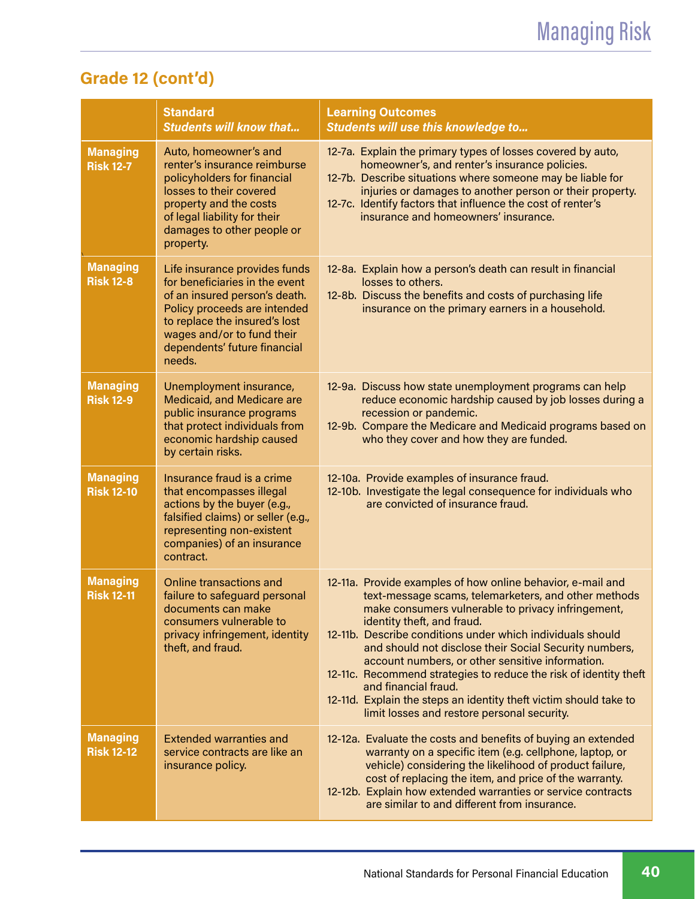## Grade 12 (cont'd)

| | Standard<br>*Students will know that...* | Learning Outcomes<br>*Students will use this knowledge to...* |
|---|---|---|
| **Managing Risk 12-7** | Auto, homeowner's and renter's insurance reimburse policyholders for financial losses to their covered property and the costs of legal liability for their damages to other people or property. | 12-7a. Explain the primary types of losses covered by auto, homeowner's, and renter's insurance policies.<br>12-7b. Describe situations where someone may be liable for injuries or damages to another person or their property.<br>12-7c. Identify factors that influence the cost of renter's insurance and homeowners' insurance. |
| **Managing Risk 12-8** | Life insurance provides funds for beneficiaries in the event of an insured person's death. Policy proceeds are intended to replace the insured's lost wages and/or to fund their dependents' future financial needs. | 12-8a. Explain how a person's death can result in financial losses to others.<br>12-8b. Discuss the benefits and costs of purchasing life insurance on the primary earners in a household. |
| **Managing Risk 12-9** | Unemployment insurance, Medicaid, and Medicare are public insurance programs that protect individuals from economic hardship caused by certain risks. | 12-9a. Discuss how state unemployment programs can help reduce economic hardship caused by job losses during a recession or pandemic.<br>12-9b. Compare the Medicare and Medicaid programs based on who they cover and how they are funded. |
| **Managing Risk 12-10** | Insurance fraud is a crime that encompasses illegal actions by the buyer (e.g., falsified claims) or seller (e.g., representing non-existent companies) of an insurance contract. | 12-10a. Provide examples of insurance fraud.<br>12-10b. Investigate the legal consequence for individuals who are convicted of insurance fraud. |
| **Managing Risk 12-11** | Online transactions and failure to safeguard personal documents can make consumers vulnerable to privacy infringement, identity theft, and fraud. | 12-11a. Provide examples of how online behavior, e-mail and text-message scams, telemarketers, and other methods make consumers vulnerable to privacy infringement, identity theft, and fraud.<br>12-11b. Describe conditions under which individuals should and should not disclose their Social Security numbers, account numbers, or other sensitive information.<br>12-11c. Recommend strategies to reduce the risk of identity theft and financial fraud.<br>12-11d. Explain the steps an identity theft victim should take to limit losses and restore personal security. |
| **Managing Risk 12-12** | Extended warranties and service contracts are like an insurance policy. | 12-12a. Evaluate the costs and benefits of buying an extended warranty on a specific item (e.g. cellphone, laptop, or vehicle) considering the likelihood of product failure, cost of replacing the item, and price of the warranty.<br>12-12b. Explain how extended warranties or service contracts are similar to and different from insurance. |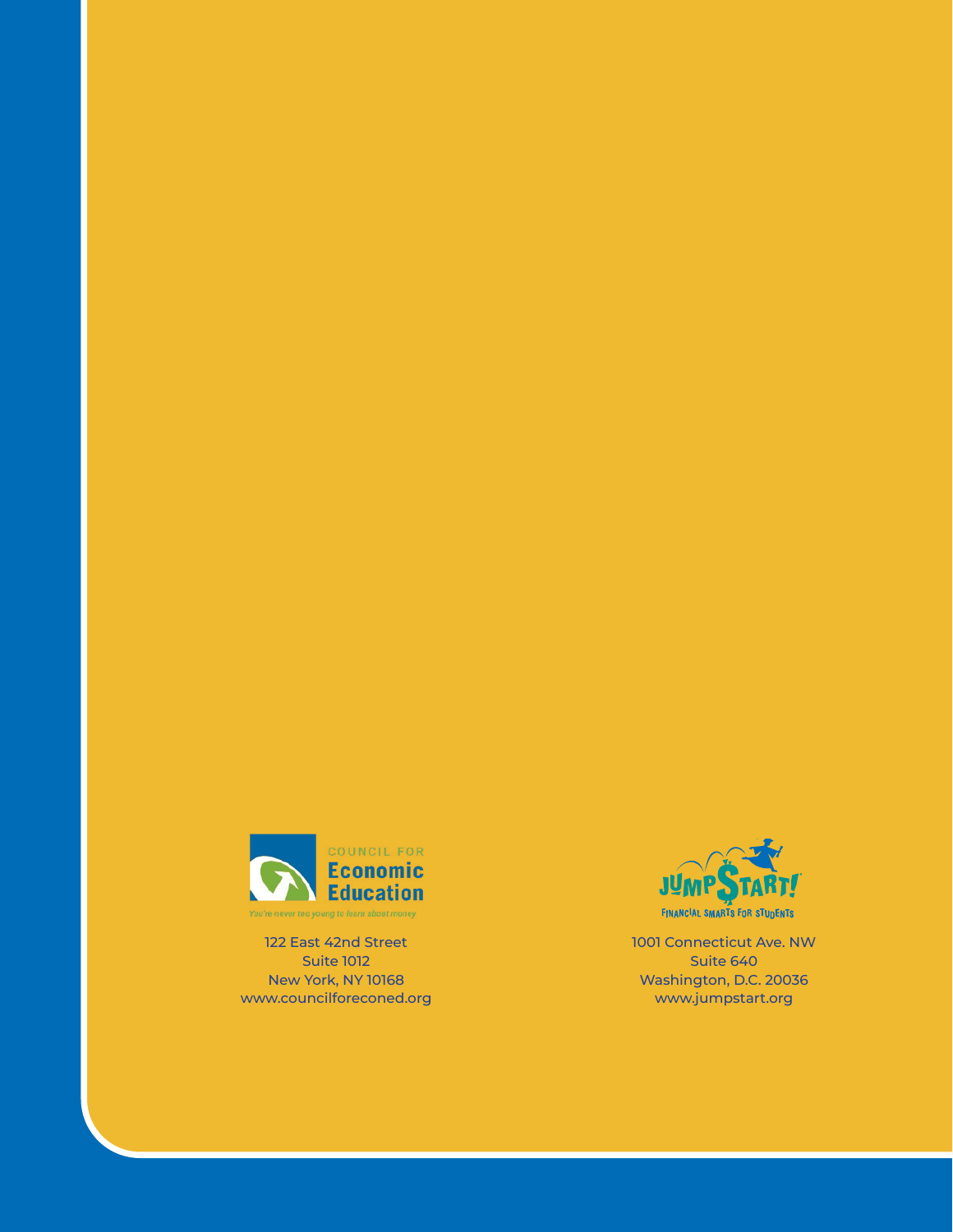COUNCIL FOR
Economic
Education

You're never too young to learn about money

122 East 42nd Street
Suite 1012
New York, NY 10168
www.councilforeconed.org

JUMP$TART!

FINANCIAL SMARTS FOR STUDENTS

1001 Connecticut Ave. NW
Suite 640
Washington, D.C. 20036
www.jumpstart.org